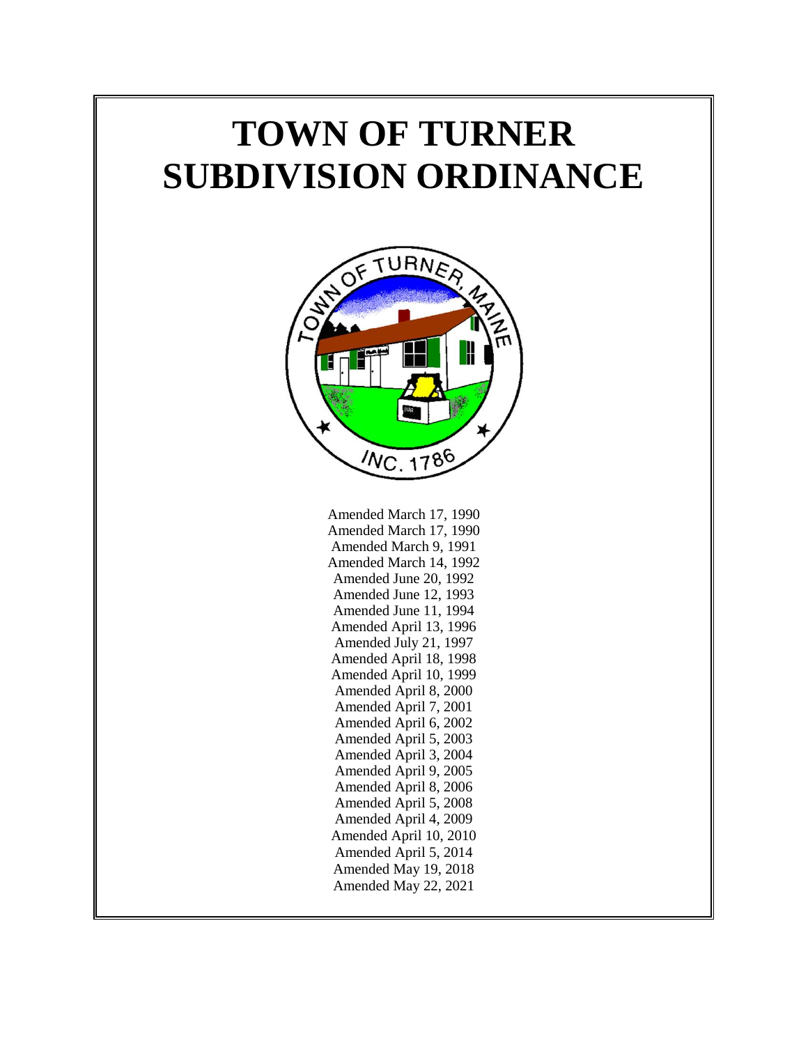# TOWN OF TURNER SUBDIVISION ORDINANCE

Amended March 17, 1990
Amended March 17, 1990
Amended March 9, 1991
Amended March 14, 1992
Amended June 20, 1992
Amended June 12, 1993
Amended June 11, 1994
Amended April 13, 1996
Amended July 21, 1997
Amended April 18, 1998
Amended April 10, 1999
Amended April 8, 2000
Amended April 7, 2001
Amended April 6, 2002
Amended April 5, 2003
Amended April 3, 2004
Amended April 9, 2005
Amended April 8, 2006
Amended April 5, 2008
Amended April 4, 2009
Amended April 10, 2010
Amended April 5, 2014
Amended May 19, 2018
Amended May 22, 2021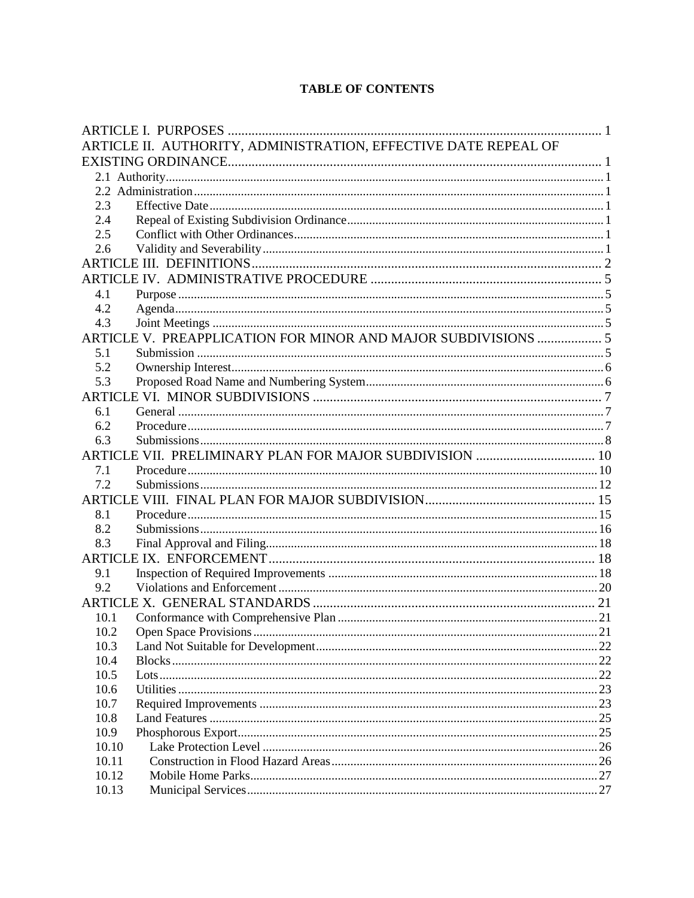**TABLE OF CONTENTS**

| | | |
|---|---|---|
| ARTICLE I. PURPOSES | | 1 |
| ARTICLE II. AUTHORITY, ADMINISTRATION, EFFECTIVE DATE REPEAL OF EXISTING ORDINANCE | | 1 |
| 2.1 | Authority | 1 |
| 2.2 | Administration | 1 |
| 2.3 | Effective Date | 1 |
| 2.4 | Repeal of Existing Subdivision Ordinance | 1 |
| 2.5 | Conflict with Other Ordinances | 1 |
| 2.6 | Validity and Severability | 1 |
| ARTICLE III. DEFINITIONS | | 2 |
| ARTICLE IV. ADMINISTRATIVE PROCEDURE | | 5 |
| 4.1 | Purpose | 5 |
| 4.2 | Agenda | 5 |
| 4.3 | Joint Meetings | 5 |
| ARTICLE V. PREAPPLICATION FOR MINOR AND MAJOR SUBDIVISIONS | | 5 |
| 5.1 | Submission | 5 |
| 5.2 | Ownership Interest | 6 |
| 5.3 | Proposed Road Name and Numbering System | 6 |
| ARTICLE VI. MINOR SUBDIVISIONS | | 7 |
| 6.1 | General | 7 |
| 6.2 | Procedure | 7 |
| 6.3 | Submissions | 8 |
| ARTICLE VII. PRELIMINARY PLAN FOR MAJOR SUBDIVISION | | 10 |
| 7.1 | Procedure | 10 |
| 7.2 | Submissions | 12 |
| ARTICLE VIII. FINAL PLAN FOR MAJOR SUBDIVISION | | 15 |
| 8.1 | Procedure | 15 |
| 8.2 | Submissions | 16 |
| 8.3 | Final Approval and Filing | 18 |
| ARTICLE IX. ENFORCEMENT | | 18 |
| 9.1 | Inspection of Required Improvements | 18 |
| 9.2 | Violations and Enforcement | 20 |
| ARTICLE X. GENERAL STANDARDS | | 21 |
| 10.1 | Conformance with Comprehensive Plan | 21 |
| 10.2 | Open Space Provisions | 21 |
| 10.3 | Land Not Suitable for Development | 22 |
| 10.4 | Blocks | 22 |
| 10.5 | Lots | 22 |
| 10.6 | Utilities | 23 |
| 10.7 | Required Improvements | 23 |
| 10.8 | Land Features | 25 |
| 10.9 | Phosphorous Export | 25 |
| 10.10 | Lake Protection Level | 26 |
| 10.11 | Construction in Flood Hazard Areas | 26 |
| 10.12 | Mobile Home Parks | 27 |
| 10.13 | Municipal Services | 27 |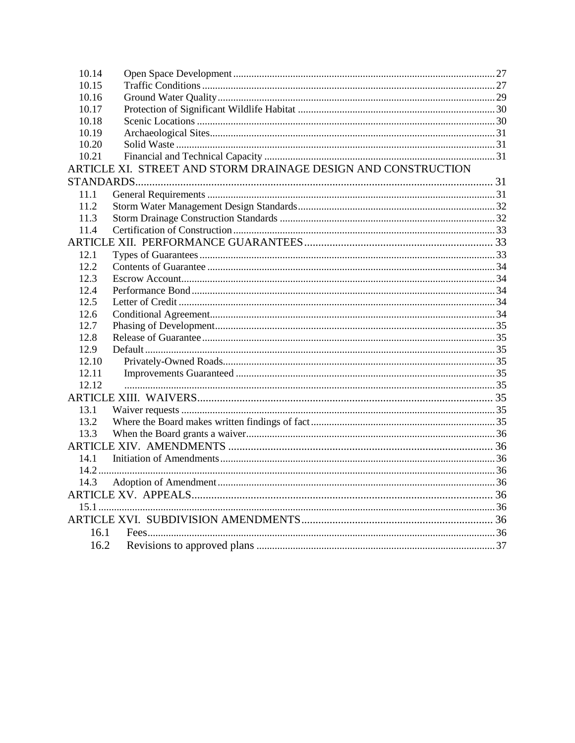| | | |
|---|---|---|
| 10.14 | Open Space Development | 27 |
| 10.15 | Traffic Conditions | 27 |
| 10.16 | Ground Water Quality | 29 |
| 10.17 | Protection of Significant Wildlife Habitat | 30 |
| 10.18 | Scenic Locations | 30 |
| 10.19 | Archaeological Sites | 31 |
| 10.20 | Solid Waste | 31 |
| 10.21 | Financial and Technical Capacity | 31 |
| ARTICLE XI. STREET AND STORM DRAINAGE DESIGN AND CONSTRUCTION STANDARDS | | 31 |
| 11.1 | General Requirements | 31 |
| 11.2 | Storm Water Management Design Standards | 32 |
| 11.3 | Storm Drainage Construction Standards | 32 |
| 11.4 | Certification of Construction | 33 |
| ARTICLE XII. PERFORMANCE GUARANTEES | | 33 |
| 12.1 | Types of Guarantees | 33 |
| 12.2 | Contents of Guarantee | 34 |
| 12.3 | Escrow Account | 34 |
| 12.4 | Performance Bond | 34 |
| 12.5 | Letter of Credit | 34 |
| 12.6 | Conditional Agreement | 34 |
| 12.7 | Phasing of Development | 35 |
| 12.8 | Release of Guarantee | 35 |
| 12.9 | Default | 35 |
| 12.10 | Privately-Owned Roads | 35 |
| 12.11 | Improvements Guaranteed | 35 |
| 12.12 | | 35 |
| ARTICLE XIII. WAIVERS | | 35 |
| 13.1 | Waiver requests | 35 |
| 13.2 | Where the Board makes written findings of fact | 35 |
| 13.3 | When the Board grants a waiver | 36 |
| ARTICLE XIV. AMENDMENTS | | 36 |
| 14.1 | Initiation of Amendments | 36 |
| 14.2 | | 36 |
| 14.3 | Adoption of Amendment | 36 |
| ARTICLE XV. APPEALS | | 36 |
| 15.1 | | 36 |
| ARTICLE XVI. SUBDIVISION AMENDMENTS | | 36 |
| 16.1 | Fees | 36 |
| 16.2 | Revisions to approved plans | 37 |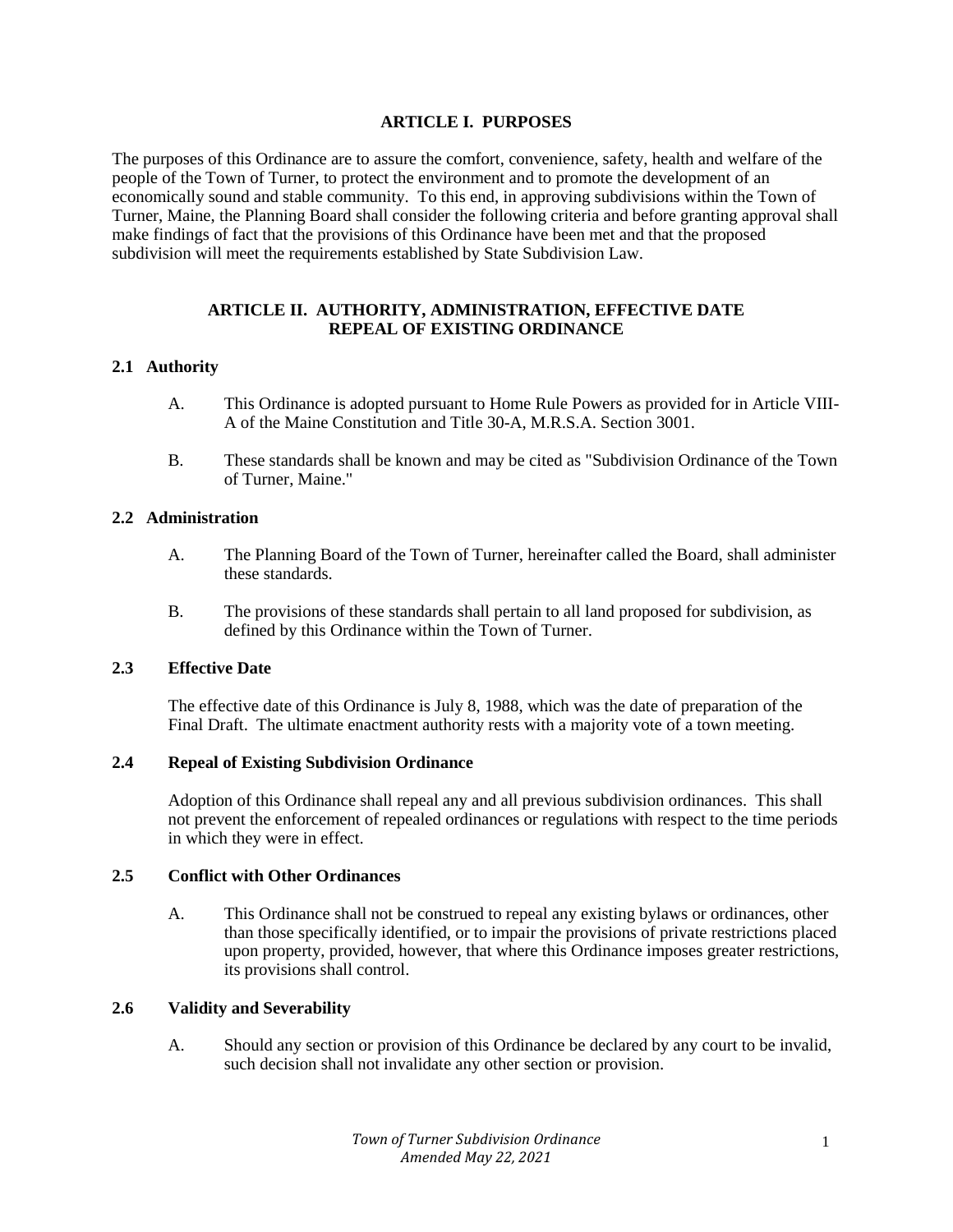## ARTICLE I. PURPOSES

The purposes of this Ordinance are to assure the comfort, convenience, safety, health and welfare of the people of the Town of Turner, to protect the environment and to promote the development of an economically sound and stable community. To this end, in approving subdivisions within the Town of Turner, Maine, the Planning Board shall consider the following criteria and before granting approval shall make findings of fact that the provisions of this Ordinance have been met and that the proposed subdivision will meet the requirements established by State Subdivision Law.

## ARTICLE II. AUTHORITY, ADMINISTRATION, EFFECTIVE DATE REPEAL OF EXISTING ORDINANCE

### 2.1 Authority

A. This Ordinance is adopted pursuant to Home Rule Powers as provided for in Article VIII-A of the Maine Constitution and Title 30-A, M.R.S.A. Section 3001.

B. These standards shall be known and may be cited as "Subdivision Ordinance of the Town of Turner, Maine."

### 2.2 Administration

A. The Planning Board of the Town of Turner, hereinafter called the Board, shall administer these standards.

B. The provisions of these standards shall pertain to all land proposed for subdivision, as defined by this Ordinance within the Town of Turner.

### 2.3 Effective Date

The effective date of this Ordinance is July 8, 1988, which was the date of preparation of the Final Draft. The ultimate enactment authority rests with a majority vote of a town meeting.

### 2.4 Repeal of Existing Subdivision Ordinance

Adoption of this Ordinance shall repeal any and all previous subdivision ordinances. This shall not prevent the enforcement of repealed ordinances or regulations with respect to the time periods in which they were in effect.

### 2.5 Conflict with Other Ordinances

A. This Ordinance shall not be construed to repeal any existing bylaws or ordinances, other than those specifically identified, or to impair the provisions of private restrictions placed upon property, provided, however, that where this Ordinance imposes greater restrictions, its provisions shall control.

### 2.6 Validity and Severability

A. Should any section or provision of this Ordinance be declared by any court to be invalid, such decision shall not invalidate any other section or provision.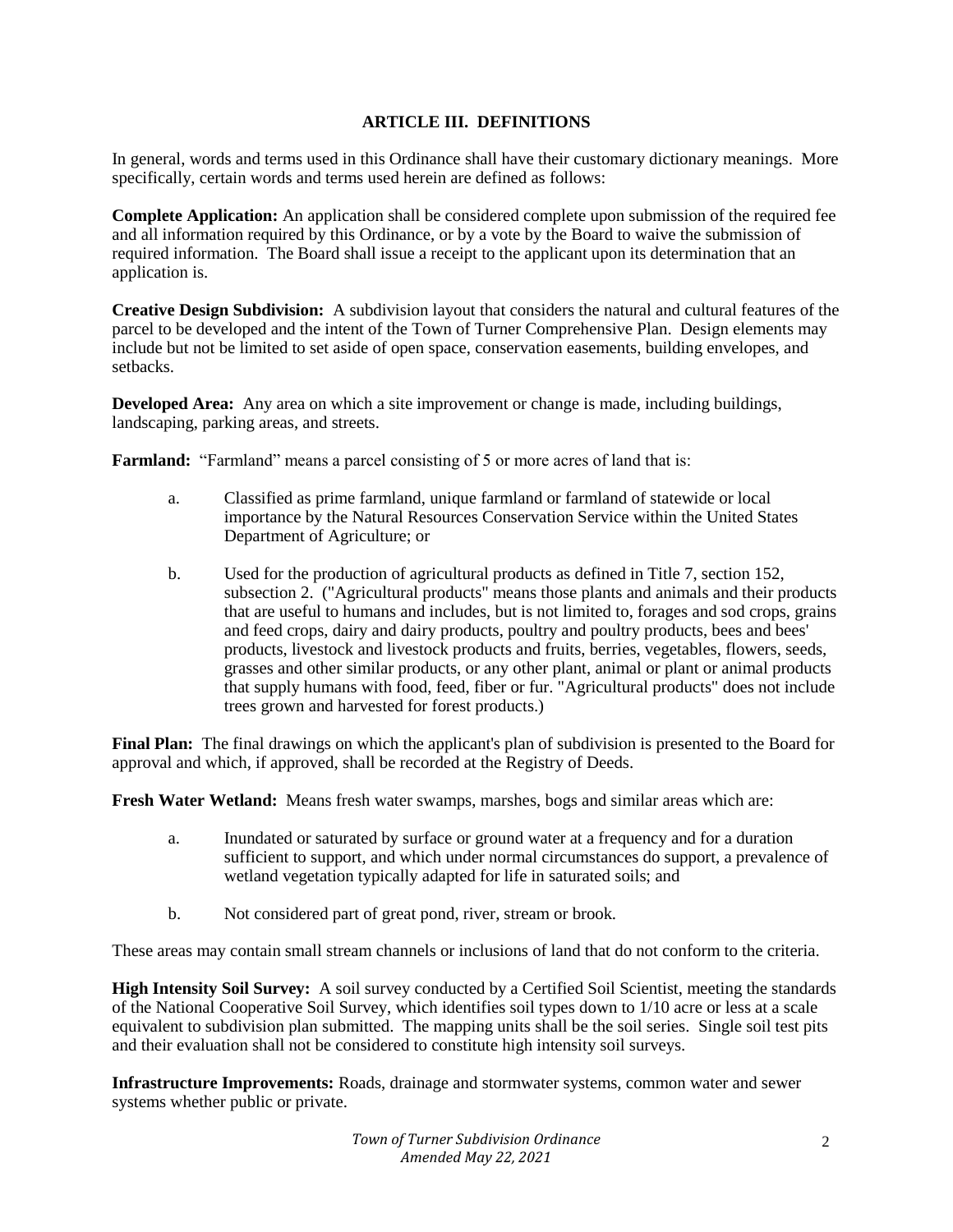## ARTICLE III. DEFINITIONS

In general, words and terms used in this Ordinance shall have their customary dictionary meanings. More specifically, certain words and terms used herein are defined as follows:

**Complete Application:** An application shall be considered complete upon submission of the required fee and all information required by this Ordinance, or by a vote by the Board to waive the submission of required information. The Board shall issue a receipt to the applicant upon its determination that an application is.

**Creative Design Subdivision:** A subdivision layout that considers the natural and cultural features of the parcel to be developed and the intent of the Town of Turner Comprehensive Plan. Design elements may include but not be limited to set aside of open space, conservation easements, building envelopes, and setbacks.

**Developed Area:** Any area on which a site improvement or change is made, including buildings, landscaping, parking areas, and streets.

**Farmland:** "Farmland" means a parcel consisting of 5 or more acres of land that is:

a. Classified as prime farmland, unique farmland or farmland of statewide or local importance by the Natural Resources Conservation Service within the United States Department of Agriculture; or

b. Used for the production of agricultural products as defined in Title 7, section 152, subsection 2. ("Agricultural products" means those plants and animals and their products that are useful to humans and includes, but is not limited to, forages and sod crops, grains and feed crops, dairy and dairy products, poultry and poultry products, bees and bees' products, livestock and livestock products and fruits, berries, vegetables, flowers, seeds, grasses and other similar products, or any other plant, animal or plant or animal products that supply humans with food, feed, fiber or fur. "Agricultural products" does not include trees grown and harvested for forest products.)

**Final Plan:** The final drawings on which the applicant's plan of subdivision is presented to the Board for approval and which, if approved, shall be recorded at the Registry of Deeds.

**Fresh Water Wetland:** Means fresh water swamps, marshes, bogs and similar areas which are:

a. Inundated or saturated by surface or ground water at a frequency and for a duration sufficient to support, and which under normal circumstances do support, a prevalence of wetland vegetation typically adapted for life in saturated soils; and

b. Not considered part of great pond, river, stream or brook.

These areas may contain small stream channels or inclusions of land that do not conform to the criteria.

**High Intensity Soil Survey:** A soil survey conducted by a Certified Soil Scientist, meeting the standards of the National Cooperative Soil Survey, which identifies soil types down to 1/10 acre or less at a scale equivalent to subdivision plan submitted. The mapping units shall be the soil series. Single soil test pits and their evaluation shall not be considered to constitute high intensity soil surveys.

**Infrastructure Improvements:** Roads, drainage and stormwater systems, common water and sewer systems whether public or private.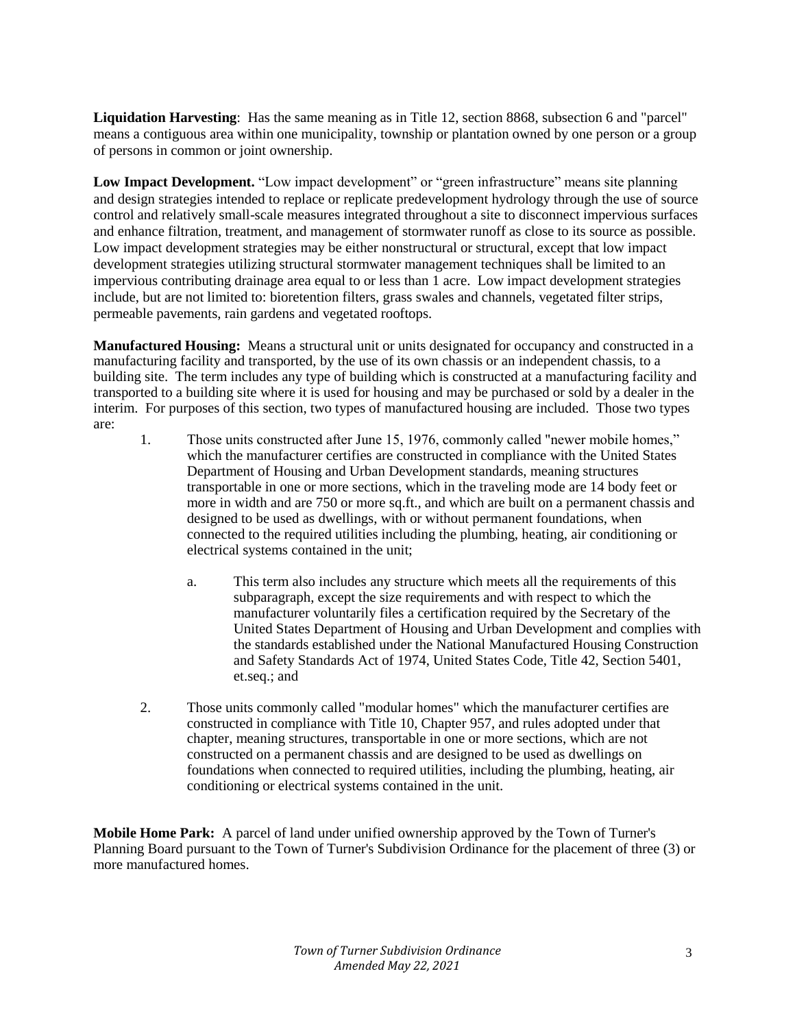**Liquidation Harvesting**: Has the same meaning as in Title 12, section 8868, subsection 6 and "parcel" means a contiguous area within one municipality, township or plantation owned by one person or a group of persons in common or joint ownership.

**Low Impact Development.** "Low impact development" or "green infrastructure" means site planning and design strategies intended to replace or replicate predevelopment hydrology through the use of source control and relatively small-scale measures integrated throughout a site to disconnect impervious surfaces and enhance filtration, treatment, and management of stormwater runoff as close to its source as possible. Low impact development strategies may be either nonstructural or structural, except that low impact development strategies utilizing structural stormwater management techniques shall be limited to an impervious contributing drainage area equal to or less than 1 acre. Low impact development strategies include, but are not limited to: bioretention filters, grass swales and channels, vegetated filter strips, permeable pavements, rain gardens and vegetated rooftops.

**Manufactured Housing:** Means a structural unit or units designated for occupancy and constructed in a manufacturing facility and transported, by the use of its own chassis or an independent chassis, to a building site. The term includes any type of building which is constructed at a manufacturing facility and transported to a building site where it is used for housing and may be purchased or sold by a dealer in the interim. For purposes of this section, two types of manufactured housing are included. Those two types are:

1. Those units constructed after June 15, 1976, commonly called "newer mobile homes," which the manufacturer certifies are constructed in compliance with the United States Department of Housing and Urban Development standards, meaning structures transportable in one or more sections, which in the traveling mode are 14 body feet or more in width and are 750 or more sq.ft., and which are built on a permanent chassis and designed to be used as dwellings, with or without permanent foundations, when connected to the required utilities including the plumbing, heating, air conditioning or electrical systems contained in the unit;

   a. This term also includes any structure which meets all the requirements of this subparagraph, except the size requirements and with respect to which the manufacturer voluntarily files a certification required by the Secretary of the United States Department of Housing and Urban Development and complies with the standards established under the National Manufactured Housing Construction and Safety Standards Act of 1974, United States Code, Title 42, Section 5401, et.seq.; and

2. Those units commonly called "modular homes" which the manufacturer certifies are constructed in compliance with Title 10, Chapter 957, and rules adopted under that chapter, meaning structures, transportable in one or more sections, which are not constructed on a permanent chassis and are designed to be used as dwellings on foundations when connected to required utilities, including the plumbing, heating, air conditioning or electrical systems contained in the unit.

**Mobile Home Park:** A parcel of land under unified ownership approved by the Town of Turner's Planning Board pursuant to the Town of Turner's Subdivision Ordinance for the placement of three (3) or more manufactured homes.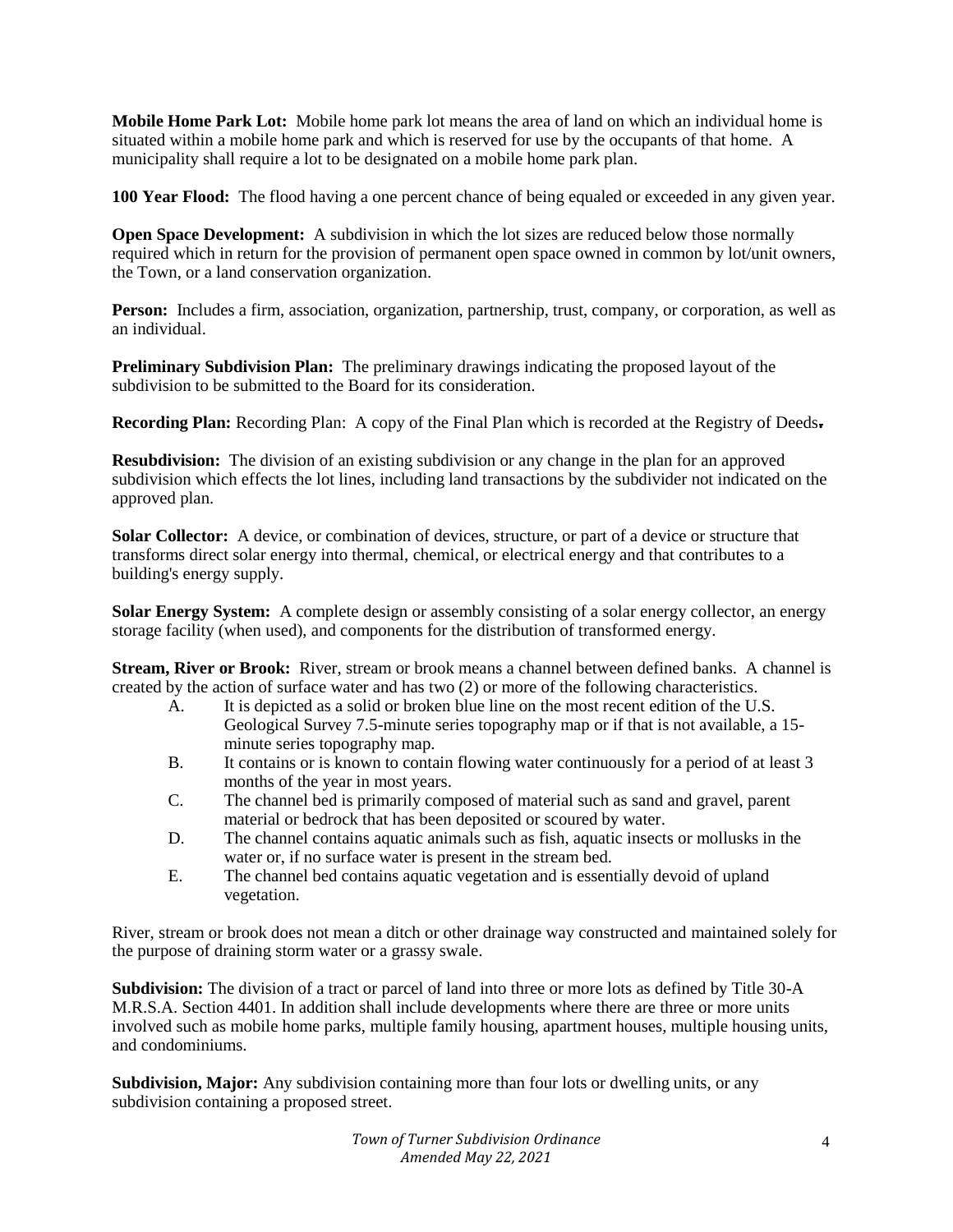**Mobile Home Park Lot:** Mobile home park lot means the area of land on which an individual home is situated within a mobile home park and which is reserved for use by the occupants of that home. A municipality shall require a lot to be designated on a mobile home park plan.

**100 Year Flood:** The flood having a one percent chance of being equaled or exceeded in any given year.

**Open Space Development:** A subdivision in which the lot sizes are reduced below those normally required which in return for the provision of permanent open space owned in common by lot/unit owners, the Town, or a land conservation organization.

**Person:** Includes a firm, association, organization, partnership, trust, company, or corporation, as well as an individual.

**Preliminary Subdivision Plan:** The preliminary drawings indicating the proposed layout of the subdivision to be submitted to the Board for its consideration.

**Recording Plan:** Recording Plan: A copy of the Final Plan which is recorded at the Registry of Deeds**.**

**Resubdivision:** The division of an existing subdivision or any change in the plan for an approved subdivision which effects the lot lines, including land transactions by the subdivider not indicated on the approved plan.

**Solar Collector:** A device, or combination of devices, structure, or part of a device or structure that transforms direct solar energy into thermal, chemical, or electrical energy and that contributes to a building's energy supply.

**Solar Energy System:** A complete design or assembly consisting of a solar energy collector, an energy storage facility (when used), and components for the distribution of transformed energy.

**Stream, River or Brook:** River, stream or brook means a channel between defined banks. A channel is created by the action of surface water and has two (2) or more of the following characteristics.

- A. It is depicted as a solid or broken blue line on the most recent edition of the U.S. Geological Survey 7.5-minute series topography map or if that is not available, a 15-minute series topography map.
- B. It contains or is known to contain flowing water continuously for a period of at least 3 months of the year in most years.
- C. The channel bed is primarily composed of material such as sand and gravel, parent material or bedrock that has been deposited or scoured by water.
- D. The channel contains aquatic animals such as fish, aquatic insects or mollusks in the water or, if no surface water is present in the stream bed.
- E. The channel bed contains aquatic vegetation and is essentially devoid of upland vegetation.

River, stream or brook does not mean a ditch or other drainage way constructed and maintained solely for the purpose of draining storm water or a grassy swale.

**Subdivision:** The division of a tract or parcel of land into three or more lots as defined by Title 30-A M.R.S.A. Section 4401. In addition shall include developments where there are three or more units involved such as mobile home parks, multiple family housing, apartment houses, multiple housing units, and condominiums.

**Subdivision, Major:** Any subdivision containing more than four lots or dwelling units, or any subdivision containing a proposed street.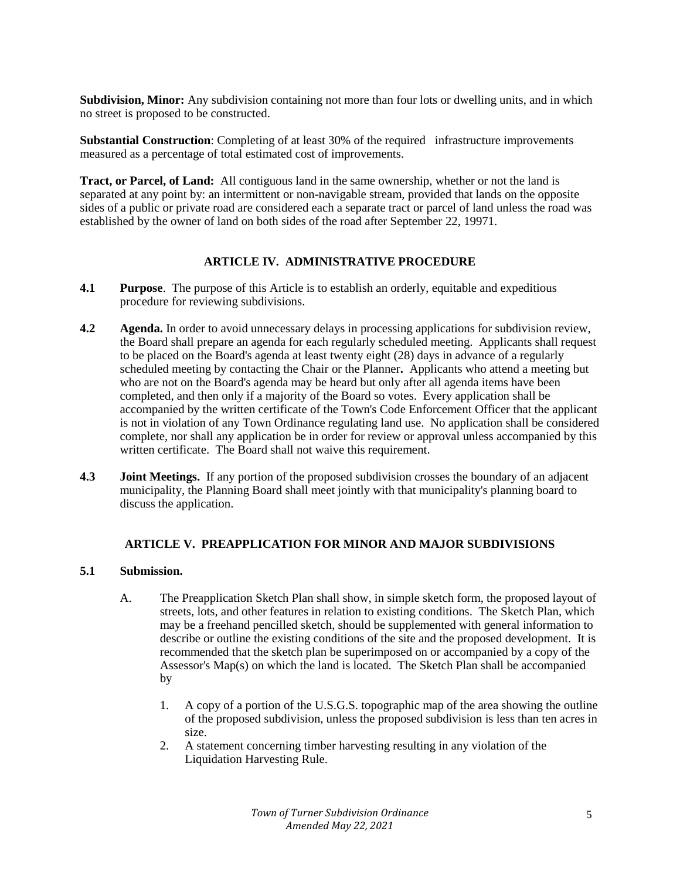**Subdivision, Minor:** Any subdivision containing not more than four lots or dwelling units, and in which no street is proposed to be constructed.

**Substantial Construction**: Completing of at least 30% of the required infrastructure improvements measured as a percentage of total estimated cost of improvements.

**Tract, or Parcel, of Land:** All contiguous land in the same ownership, whether or not the land is separated at any point by: an intermittent or non-navigable stream, provided that lands on the opposite sides of a public or private road are considered each a separate tract or parcel of land unless the road was established by the owner of land on both sides of the road after September 22, 19971.

## ARTICLE IV. ADMINISTRATIVE PROCEDURE

**4.1 Purpose**. The purpose of this Article is to establish an orderly, equitable and expeditious procedure for reviewing subdivisions.

**4.2 Agenda.** In order to avoid unnecessary delays in processing applications for subdivision review, the Board shall prepare an agenda for each regularly scheduled meeting. Applicants shall request to be placed on the Board's agenda at least twenty eight (28) days in advance of a regularly scheduled meeting by contacting the Chair or the Planner**.** Applicants who attend a meeting but who are not on the Board's agenda may be heard but only after all agenda items have been completed, and then only if a majority of the Board so votes. Every application shall be accompanied by the written certificate of the Town's Code Enforcement Officer that the applicant is not in violation of any Town Ordinance regulating land use. No application shall be considered complete, nor shall any application be in order for review or approval unless accompanied by this written certificate. The Board shall not waive this requirement.

**4.3 Joint Meetings.** If any portion of the proposed subdivision crosses the boundary of an adjacent municipality, the Planning Board shall meet jointly with that municipality's planning board to discuss the application.

## ARTICLE V. PREAPPLICATION FOR MINOR AND MAJOR SUBDIVISIONS

**5.1 Submission.**

A. The Preapplication Sketch Plan shall show, in simple sketch form, the proposed layout of streets, lots, and other features in relation to existing conditions. The Sketch Plan, which may be a freehand pencilled sketch, should be supplemented with general information to describe or outline the existing conditions of the site and the proposed development. It is recommended that the sketch plan be superimposed on or accompanied by a copy of the Assessor's Map(s) on which the land is located. The Sketch Plan shall be accompanied by

1. A copy of a portion of the U.S.G.S. topographic map of the area showing the outline of the proposed subdivision, unless the proposed subdivision is less than ten acres in size.
2. A statement concerning timber harvesting resulting in any violation of the Liquidation Harvesting Rule.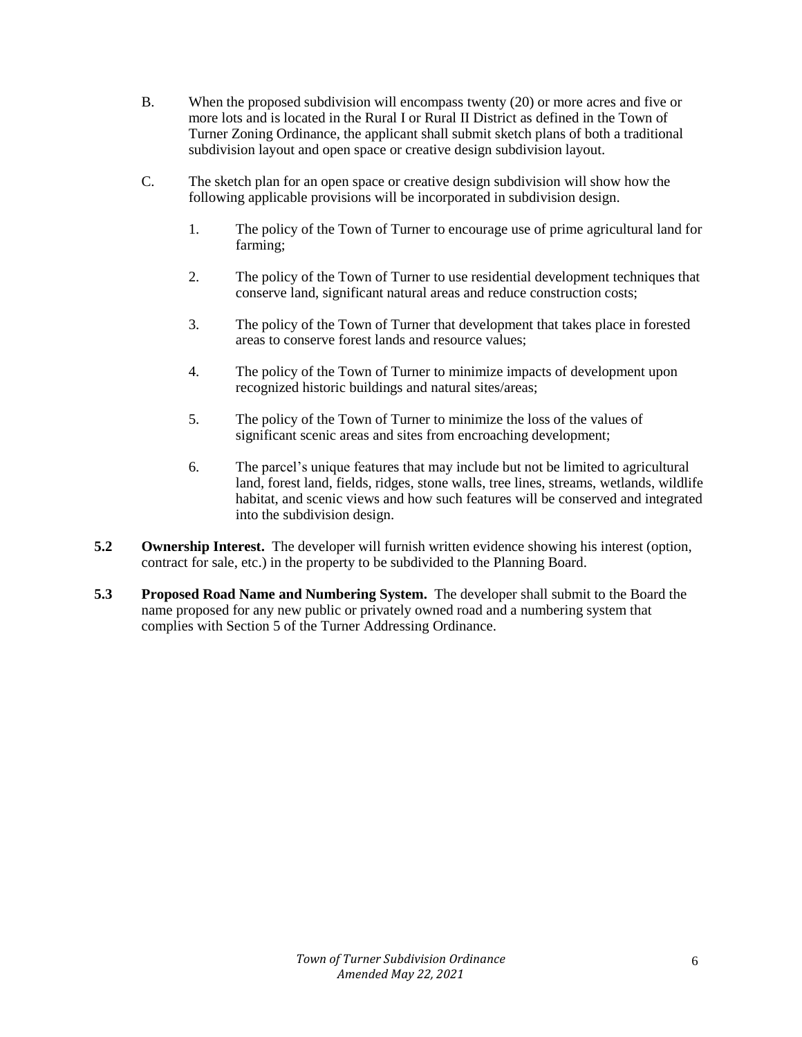B. When the proposed subdivision will encompass twenty (20) or more acres and five or more lots and is located in the Rural I or Rural II District as defined in the Town of Turner Zoning Ordinance, the applicant shall submit sketch plans of both a traditional subdivision layout and open space or creative design subdivision layout.

C. The sketch plan for an open space or creative design subdivision will show how the following applicable provisions will be incorporated in subdivision design.

1. The policy of the Town of Turner to encourage use of prime agricultural land for farming;

2. The policy of the Town of Turner to use residential development techniques that conserve land, significant natural areas and reduce construction costs;

3. The policy of the Town of Turner that development that takes place in forested areas to conserve forest lands and resource values;

4. The policy of the Town of Turner to minimize impacts of development upon recognized historic buildings and natural sites/areas;

5. The policy of the Town of Turner to minimize the loss of the values of significant scenic areas and sites from encroaching development;

6. The parcel's unique features that may include but not be limited to agricultural land, forest land, fields, ridges, stone walls, tree lines, streams, wetlands, wildlife habitat, and scenic views and how such features will be conserved and integrated into the subdivision design.

**5.2 Ownership Interest.** The developer will furnish written evidence showing his interest (option, contract for sale, etc.) in the property to be subdivided to the Planning Board.

**5.3 Proposed Road Name and Numbering System.** The developer shall submit to the Board the name proposed for any new public or privately owned road and a numbering system that complies with Section 5 of the Turner Addressing Ordinance.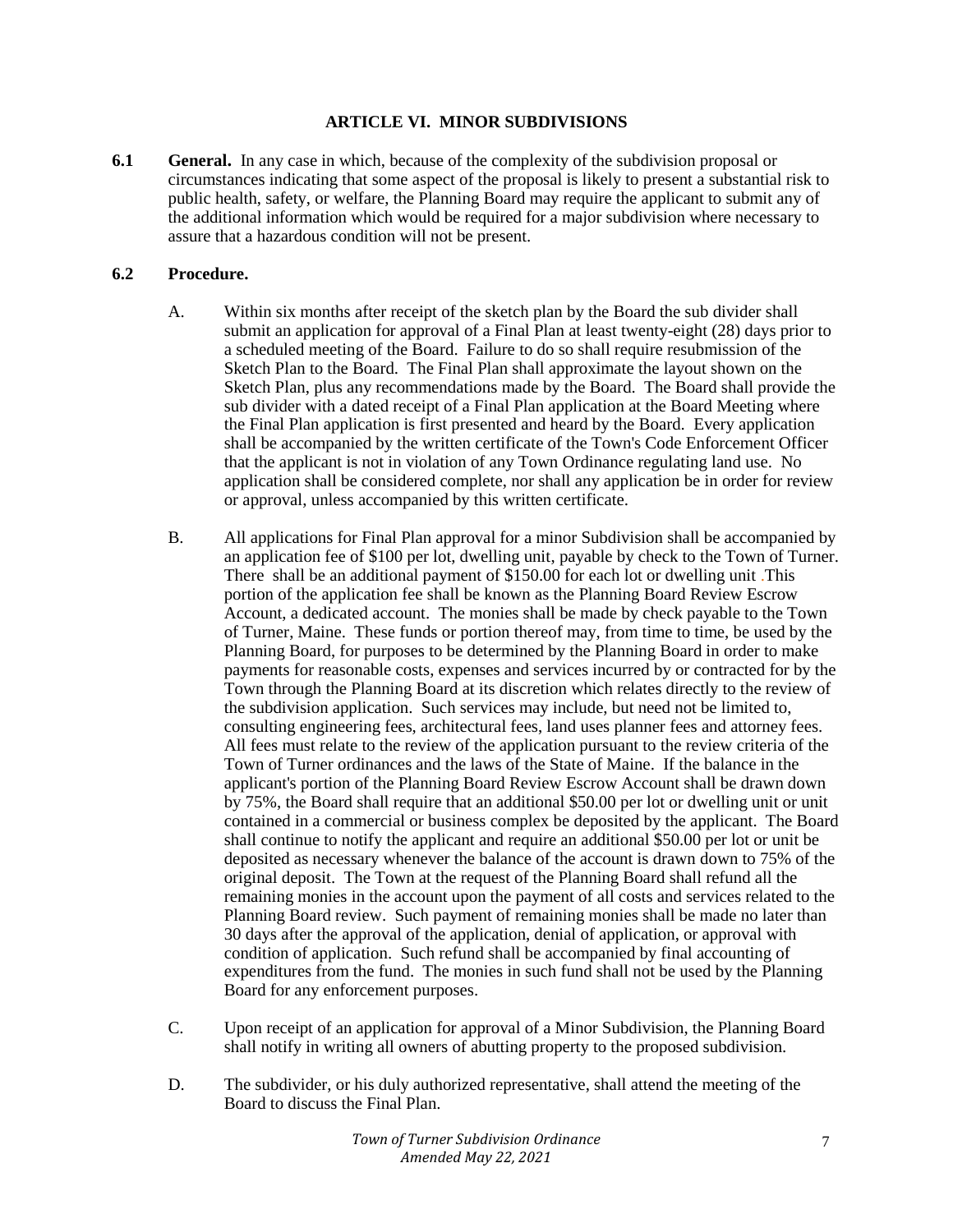## ARTICLE VI. MINOR SUBDIVISIONS

**6.1 General.** In any case in which, because of the complexity of the subdivision proposal or circumstances indicating that some aspect of the proposal is likely to present a substantial risk to public health, safety, or welfare, the Planning Board may require the applicant to submit any of the additional information which would be required for a major subdivision where necessary to assure that a hazardous condition will not be present.

**6.2 Procedure.**

A. Within six months after receipt of the sketch plan by the Board the sub divider shall submit an application for approval of a Final Plan at least twenty-eight (28) days prior to a scheduled meeting of the Board. Failure to do so shall require resubmission of the Sketch Plan to the Board. The Final Plan shall approximate the layout shown on the Sketch Plan, plus any recommendations made by the Board. The Board shall provide the sub divider with a dated receipt of a Final Plan application at the Board Meeting where the Final Plan application is first presented and heard by the Board. Every application shall be accompanied by the written certificate of the Town's Code Enforcement Officer that the applicant is not in violation of any Town Ordinance regulating land use. No application shall be considered complete, nor shall any application be in order for review or approval, unless accompanied by this written certificate.

B. All applications for Final Plan approval for a minor Subdivision shall be accompanied by an application fee of $100 per lot, dwelling unit, payable by check to the Town of Turner. There shall be an additional payment of $150.00 for each lot or dwelling unit .This portion of the application fee shall be known as the Planning Board Review Escrow Account, a dedicated account. The monies shall be made by check payable to the Town of Turner, Maine. These funds or portion thereof may, from time to time, be used by the Planning Board, for purposes to be determined by the Planning Board in order to make payments for reasonable costs, expenses and services incurred by or contracted for by the Town through the Planning Board at its discretion which relates directly to the review of the subdivision application. Such services may include, but need not be limited to, consulting engineering fees, architectural fees, land uses planner fees and attorney fees. All fees must relate to the review of the application pursuant to the review criteria of the Town of Turner ordinances and the laws of the State of Maine. If the balance in the applicant's portion of the Planning Board Review Escrow Account shall be drawn down by 75%, the Board shall require that an additional $50.00 per lot or dwelling unit or unit contained in a commercial or business complex be deposited by the applicant. The Board shall continue to notify the applicant and require an additional $50.00 per lot or unit be deposited as necessary whenever the balance of the account is drawn down to 75% of the original deposit. The Town at the request of the Planning Board shall refund all the remaining monies in the account upon the payment of all costs and services related to the Planning Board review. Such payment of remaining monies shall be made no later than 30 days after the approval of the application, denial of application, or approval with condition of application. Such refund shall be accompanied by final accounting of expenditures from the fund. The monies in such fund shall not be used by the Planning Board for any enforcement purposes.

C. Upon receipt of an application for approval of a Minor Subdivision, the Planning Board shall notify in writing all owners of abutting property to the proposed subdivision.

D. The subdivider, or his duly authorized representative, shall attend the meeting of the Board to discuss the Final Plan.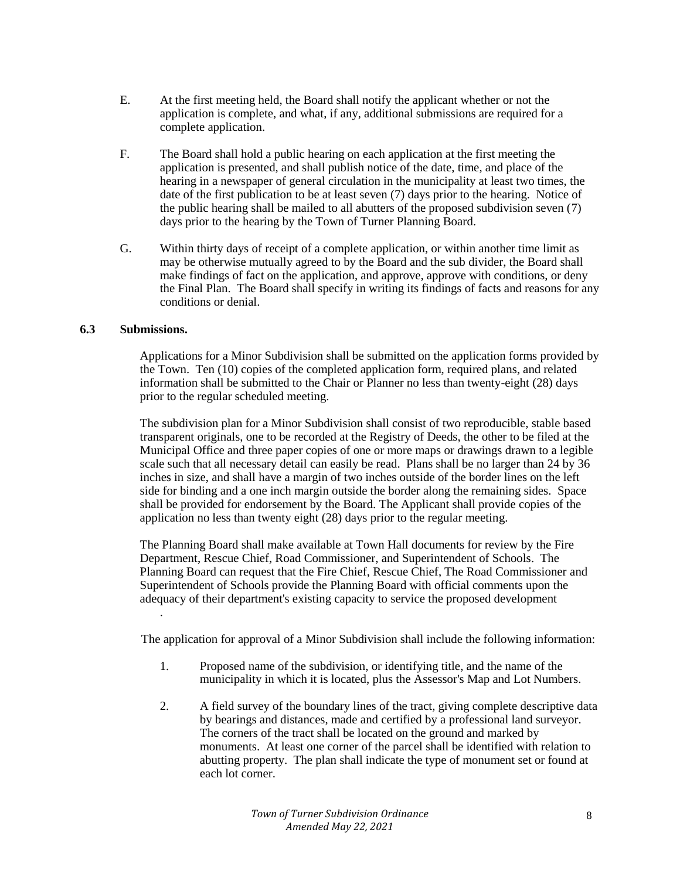E. At the first meeting held, the Board shall notify the applicant whether or not the application is complete, and what, if any, additional submissions are required for a complete application.

F. The Board shall hold a public hearing on each application at the first meeting the application is presented, and shall publish notice of the date, time, and place of the hearing in a newspaper of general circulation in the municipality at least two times, the date of the first publication to be at least seven (7) days prior to the hearing. Notice of the public hearing shall be mailed to all abutters of the proposed subdivision seven (7) days prior to the hearing by the Town of Turner Planning Board.

G. Within thirty days of receipt of a complete application, or within another time limit as may be otherwise mutually agreed to by the Board and the sub divider, the Board shall make findings of fact on the application, and approve, approve with conditions, or deny the Final Plan. The Board shall specify in writing its findings of facts and reasons for any conditions or denial.

**6.3 Submissions.**

Applications for a Minor Subdivision shall be submitted on the application forms provided by the Town. Ten (10) copies of the completed application form, required plans, and related information shall be submitted to the Chair or Planner no less than twenty-eight (28) days prior to the regular scheduled meeting.

The subdivision plan for a Minor Subdivision shall consist of two reproducible, stable based transparent originals, one to be recorded at the Registry of Deeds, the other to be filed at the Municipal Office and three paper copies of one or more maps or drawings drawn to a legible scale such that all necessary detail can easily be read. Plans shall be no larger than 24 by 36 inches in size, and shall have a margin of two inches outside of the border lines on the left side for binding and a one inch margin outside the border along the remaining sides. Space shall be provided for endorsement by the Board. The Applicant shall provide copies of the application no less than twenty eight (28) days prior to the regular meeting.

The Planning Board shall make available at Town Hall documents for review by the Fire Department, Rescue Chief, Road Commissioner, and Superintendent of Schools. The Planning Board can request that the Fire Chief, Rescue Chief, The Road Commissioner and Superintendent of Schools provide the Planning Board with official comments upon the adequacy of their department's existing capacity to service the proposed development.

The application for approval of a Minor Subdivision shall include the following information:

1. Proposed name of the subdivision, or identifying title, and the name of the municipality in which it is located, plus the Assessor's Map and Lot Numbers.

2. A field survey of the boundary lines of the tract, giving complete descriptive data by bearings and distances, made and certified by a professional land surveyor. The corners of the tract shall be located on the ground and marked by monuments. At least one corner of the parcel shall be identified with relation to abutting property. The plan shall indicate the type of monument set or found at each lot corner.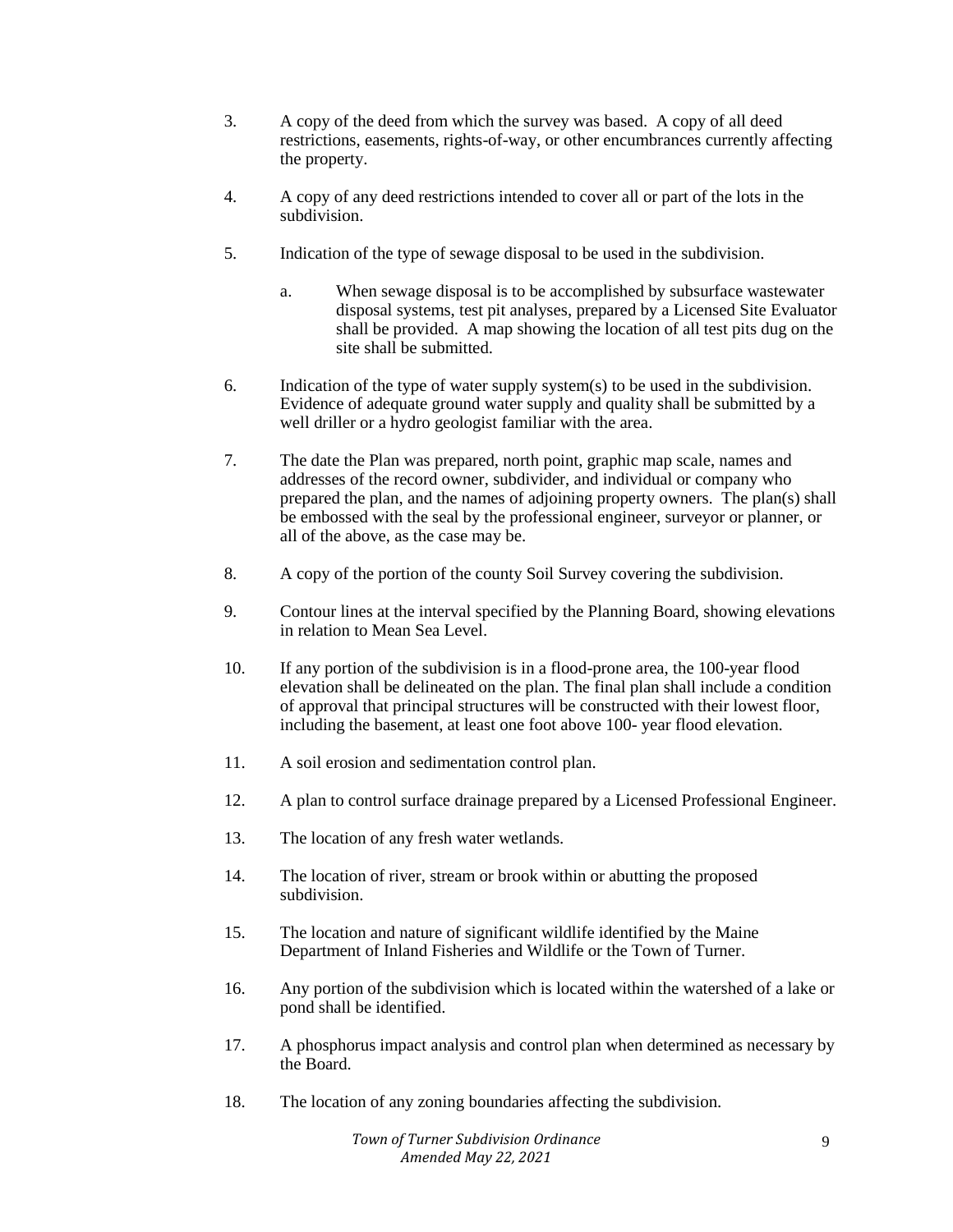3. A copy of the deed from which the survey was based. A copy of all deed restrictions, easements, rights-of-way, or other encumbrances currently affecting the property.

4. A copy of any deed restrictions intended to cover all or part of the lots in the subdivision.

5. Indication of the type of sewage disposal to be used in the subdivision.

   a. When sewage disposal is to be accomplished by subsurface wastewater disposal systems, test pit analyses, prepared by a Licensed Site Evaluator shall be provided. A map showing the location of all test pits dug on the site shall be submitted.

6. Indication of the type of water supply system(s) to be used in the subdivision. Evidence of adequate ground water supply and quality shall be submitted by a well driller or a hydro geologist familiar with the area.

7. The date the Plan was prepared, north point, graphic map scale, names and addresses of the record owner, subdivider, and individual or company who prepared the plan, and the names of adjoining property owners. The plan(s) shall be embossed with the seal by the professional engineer, surveyor or planner, or all of the above, as the case may be.

8. A copy of the portion of the county Soil Survey covering the subdivision.

9. Contour lines at the interval specified by the Planning Board, showing elevations in relation to Mean Sea Level.

10. If any portion of the subdivision is in a flood-prone area, the 100-year flood elevation shall be delineated on the plan. The final plan shall include a condition of approval that principal structures will be constructed with their lowest floor, including the basement, at least one foot above 100- year flood elevation.

11. A soil erosion and sedimentation control plan.

12. A plan to control surface drainage prepared by a Licensed Professional Engineer.

13. The location of any fresh water wetlands.

14. The location of river, stream or brook within or abutting the proposed subdivision.

15. The location and nature of significant wildlife identified by the Maine Department of Inland Fisheries and Wildlife or the Town of Turner.

16. Any portion of the subdivision which is located within the watershed of a lake or pond shall be identified.

17. A phosphorus impact analysis and control plan when determined as necessary by the Board.

18. The location of any zoning boundaries affecting the subdivision.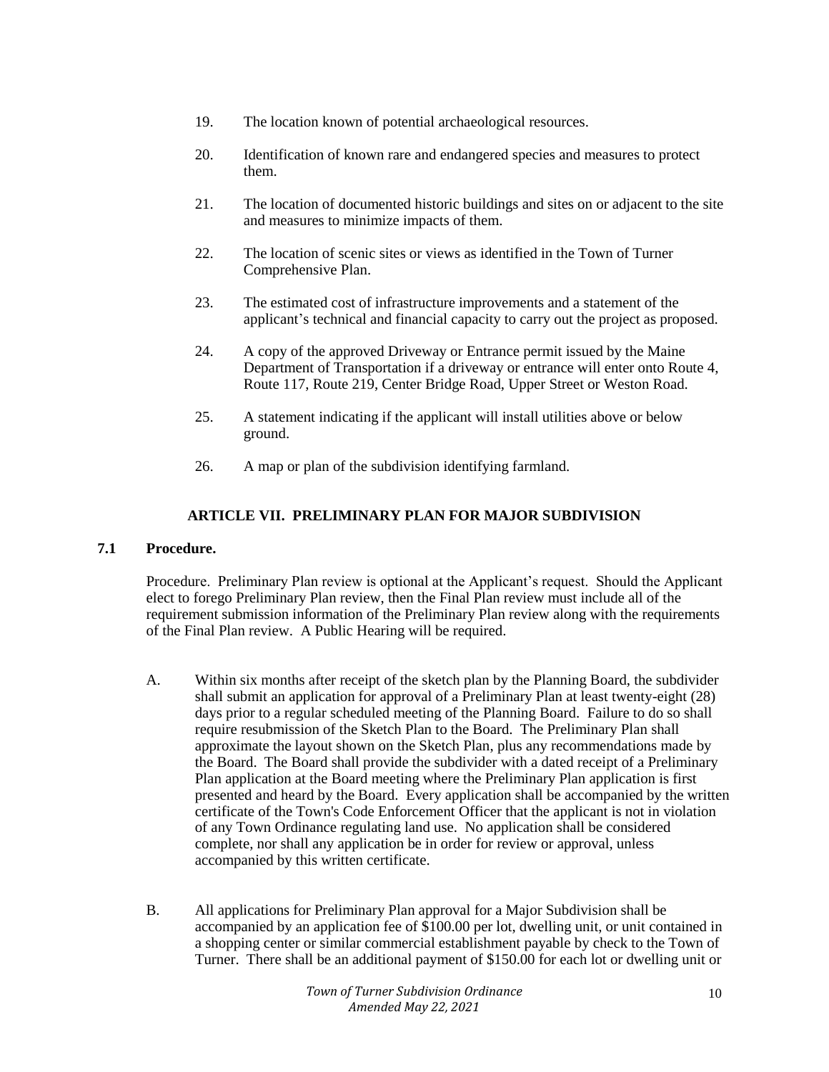19. The location known of potential archaeological resources.

20. Identification of known rare and endangered species and measures to protect them.

21. The location of documented historic buildings and sites on or adjacent to the site and measures to minimize impacts of them.

22. The location of scenic sites or views as identified in the Town of Turner Comprehensive Plan.

23. The estimated cost of infrastructure improvements and a statement of the applicant's technical and financial capacity to carry out the project as proposed.

24. A copy of the approved Driveway or Entrance permit issued by the Maine Department of Transportation if a driveway or entrance will enter onto Route 4, Route 117, Route 219, Center Bridge Road, Upper Street or Weston Road.

25. A statement indicating if the applicant will install utilities above or below ground.

26. A map or plan of the subdivision identifying farmland.

## ARTICLE VII. PRELIMINARY PLAN FOR MAJOR SUBDIVISION

### 7.1 Procedure.

Procedure. Preliminary Plan review is optional at the Applicant's request. Should the Applicant elect to forego Preliminary Plan review, then the Final Plan review must include all of the requirement submission information of the Preliminary Plan review along with the requirements of the Final Plan review. A Public Hearing will be required.

A. Within six months after receipt of the sketch plan by the Planning Board, the subdivider shall submit an application for approval of a Preliminary Plan at least twenty-eight (28) days prior to a regular scheduled meeting of the Planning Board. Failure to do so shall require resubmission of the Sketch Plan to the Board. The Preliminary Plan shall approximate the layout shown on the Sketch Plan, plus any recommendations made by the Board. The Board shall provide the subdivider with a dated receipt of a Preliminary Plan application at the Board meeting where the Preliminary Plan application is first presented and heard by the Board. Every application shall be accompanied by the written certificate of the Town's Code Enforcement Officer that the applicant is not in violation of any Town Ordinance regulating land use. No application shall be considered complete, nor shall any application be in order for review or approval, unless accompanied by this written certificate.

B. All applications for Preliminary Plan approval for a Major Subdivision shall be accompanied by an application fee of $100.00 per lot, dwelling unit, or unit contained in a shopping center or similar commercial establishment payable by check to the Town of Turner. There shall be an additional payment of $150.00 for each lot or dwelling unit or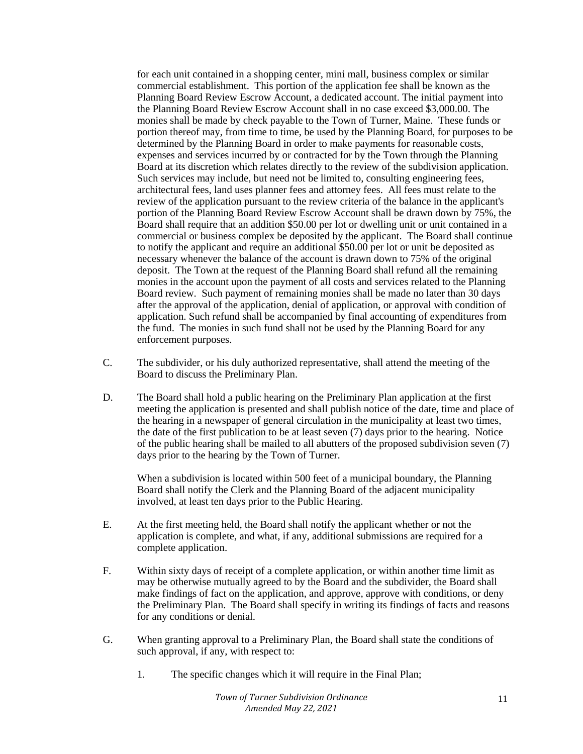for each unit contained in a shopping center, mini mall, business complex or similar commercial establishment. This portion of the application fee shall be known as the Planning Board Review Escrow Account, a dedicated account. The initial payment into the Planning Board Review Escrow Account shall in no case exceed $3,000.00. The monies shall be made by check payable to the Town of Turner, Maine. These funds or portion thereof may, from time to time, be used by the Planning Board, for purposes to be determined by the Planning Board in order to make payments for reasonable costs, expenses and services incurred by or contracted for by the Town through the Planning Board at its discretion which relates directly to the review of the subdivision application. Such services may include, but need not be limited to, consulting engineering fees, architectural fees, land uses planner fees and attorney fees. All fees must relate to the review of the application pursuant to the review criteria of the balance in the applicant's portion of the Planning Board Review Escrow Account shall be drawn down by 75%, the Board shall require that an addition $50.00 per lot or dwelling unit or unit contained in a commercial or business complex be deposited by the applicant. The Board shall continue to notify the applicant and require an additional $50.00 per lot or unit be deposited as necessary whenever the balance of the account is drawn down to 75% of the original deposit. The Town at the request of the Planning Board shall refund all the remaining monies in the account upon the payment of all costs and services related to the Planning Board review. Such payment of remaining monies shall be made no later than 30 days after the approval of the application, denial of application, or approval with condition of application. Such refund shall be accompanied by final accounting of expenditures from the fund. The monies in such fund shall not be used by the Planning Board for any enforcement purposes.

C. The subdivider, or his duly authorized representative, shall attend the meeting of the Board to discuss the Preliminary Plan.

D. The Board shall hold a public hearing on the Preliminary Plan application at the first meeting the application is presented and shall publish notice of the date, time and place of the hearing in a newspaper of general circulation in the municipality at least two times, the date of the first publication to be at least seven (7) days prior to the hearing. Notice of the public hearing shall be mailed to all abutters of the proposed subdivision seven (7) days prior to the hearing by the Town of Turner.

   When a subdivision is located within 500 feet of a municipal boundary, the Planning Board shall notify the Clerk and the Planning Board of the adjacent municipality involved, at least ten days prior to the Public Hearing.

E. At the first meeting held, the Board shall notify the applicant whether or not the application is complete, and what, if any, additional submissions are required for a complete application.

F. Within sixty days of receipt of a complete application, or within another time limit as may be otherwise mutually agreed to by the Board and the subdivider, the Board shall make findings of fact on the application, and approve, approve with conditions, or deny the Preliminary Plan. The Board shall specify in writing its findings of facts and reasons for any conditions or denial.

G. When granting approval to a Preliminary Plan, the Board shall state the conditions of such approval, if any, with respect to:

   1. The specific changes which it will require in the Final Plan;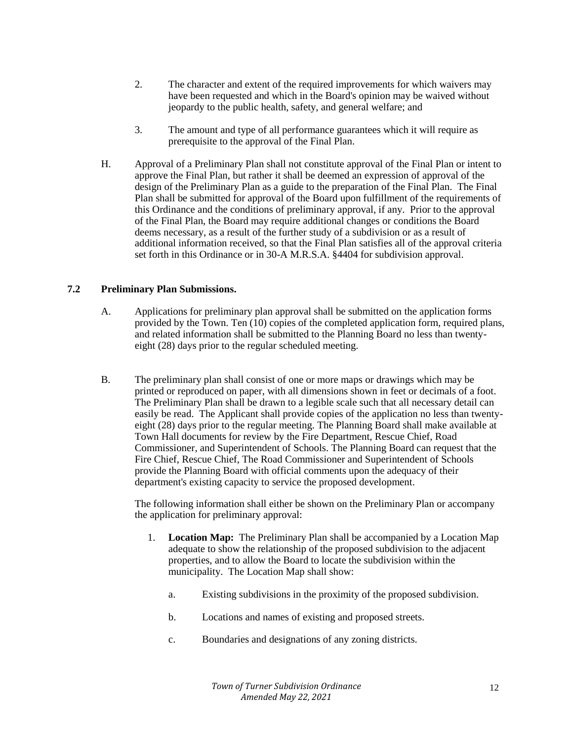2. The character and extent of the required improvements for which waivers may have been requested and which in the Board's opinion may be waived without jeopardy to the public health, safety, and general welfare; and

3. The amount and type of all performance guarantees which it will require as prerequisite to the approval of the Final Plan.

H. Approval of a Preliminary Plan shall not constitute approval of the Final Plan or intent to approve the Final Plan, but rather it shall be deemed an expression of approval of the design of the Preliminary Plan as a guide to the preparation of the Final Plan. The Final Plan shall be submitted for approval of the Board upon fulfillment of the requirements of this Ordinance and the conditions of preliminary approval, if any. Prior to the approval of the Final Plan, the Board may require additional changes or conditions the Board deems necessary, as a result of the further study of a subdivision or as a result of additional information received, so that the Final Plan satisfies all of the approval criteria set forth in this Ordinance or in 30-A M.R.S.A. §4404 for subdivision approval.

### 7.2 Preliminary Plan Submissions.

A. Applications for preliminary plan approval shall be submitted on the application forms provided by the Town. Ten (10) copies of the completed application form, required plans, and related information shall be submitted to the Planning Board no less than twenty-eight (28) days prior to the regular scheduled meeting.

B. The preliminary plan shall consist of one or more maps or drawings which may be printed or reproduced on paper, with all dimensions shown in feet or decimals of a foot. The Preliminary Plan shall be drawn to a legible scale such that all necessary detail can easily be read. The Applicant shall provide copies of the application no less than twenty-eight (28) days prior to the regular meeting. The Planning Board shall make available at Town Hall documents for review by the Fire Department, Rescue Chief, Road Commissioner, and Superintendent of Schools. The Planning Board can request that the Fire Chief, Rescue Chief, The Road Commissioner and Superintendent of Schools provide the Planning Board with official comments upon the adequacy of their department's existing capacity to service the proposed development.

The following information shall either be shown on the Preliminary Plan or accompany the application for preliminary approval:

1. **Location Map:** The Preliminary Plan shall be accompanied by a Location Map adequate to show the relationship of the proposed subdivision to the adjacent properties, and to allow the Board to locate the subdivision within the municipality. The Location Map shall show:

   a. Existing subdivisions in the proximity of the proposed subdivision.

   b. Locations and names of existing and proposed streets.

   c. Boundaries and designations of any zoning districts.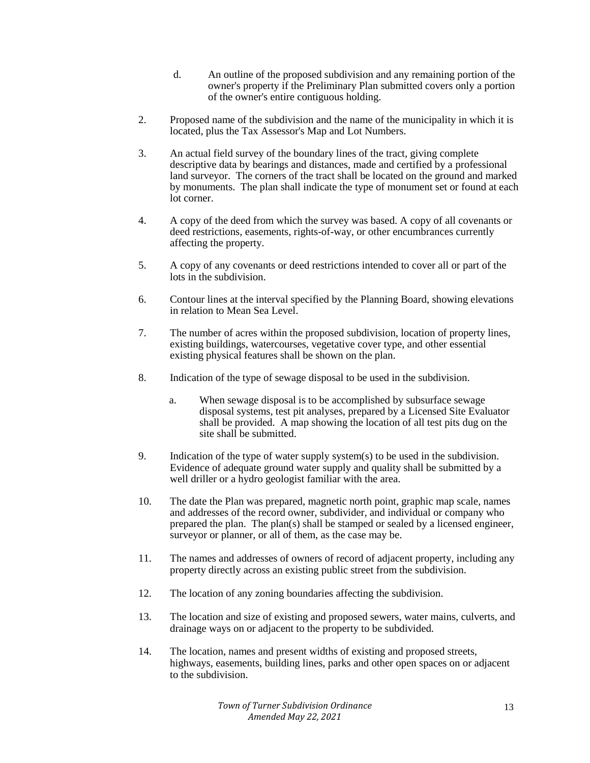d. An outline of the proposed subdivision and any remaining portion of the owner's property if the Preliminary Plan submitted covers only a portion of the owner's entire contiguous holding.

2. Proposed name of the subdivision and the name of the municipality in which it is located, plus the Tax Assessor's Map and Lot Numbers.

3. An actual field survey of the boundary lines of the tract, giving complete descriptive data by bearings and distances, made and certified by a professional land surveyor. The corners of the tract shall be located on the ground and marked by monuments. The plan shall indicate the type of monument set or found at each lot corner.

4. A copy of the deed from which the survey was based. A copy of all covenants or deed restrictions, easements, rights-of-way, or other encumbrances currently affecting the property.

5. A copy of any covenants or deed restrictions intended to cover all or part of the lots in the subdivision.

6. Contour lines at the interval specified by the Planning Board, showing elevations in relation to Mean Sea Level.

7. The number of acres within the proposed subdivision, location of property lines, existing buildings, watercourses, vegetative cover type, and other essential existing physical features shall be shown on the plan.

8. Indication of the type of sewage disposal to be used in the subdivision.

   a. When sewage disposal is to be accomplished by subsurface sewage disposal systems, test pit analyses, prepared by a Licensed Site Evaluator shall be provided. A map showing the location of all test pits dug on the site shall be submitted.

9. Indication of the type of water supply system(s) to be used in the subdivision. Evidence of adequate ground water supply and quality shall be submitted by a well driller or a hydro geologist familiar with the area.

10. The date the Plan was prepared, magnetic north point, graphic map scale, names and addresses of the record owner, subdivider, and individual or company who prepared the plan. The plan(s) shall be stamped or sealed by a licensed engineer, surveyor or planner, or all of them, as the case may be.

11. The names and addresses of owners of record of adjacent property, including any property directly across an existing public street from the subdivision.

12. The location of any zoning boundaries affecting the subdivision.

13. The location and size of existing and proposed sewers, water mains, culverts, and drainage ways on or adjacent to the property to be subdivided.

14. The location, names and present widths of existing and proposed streets, highways, easements, building lines, parks and other open spaces on or adjacent to the subdivision.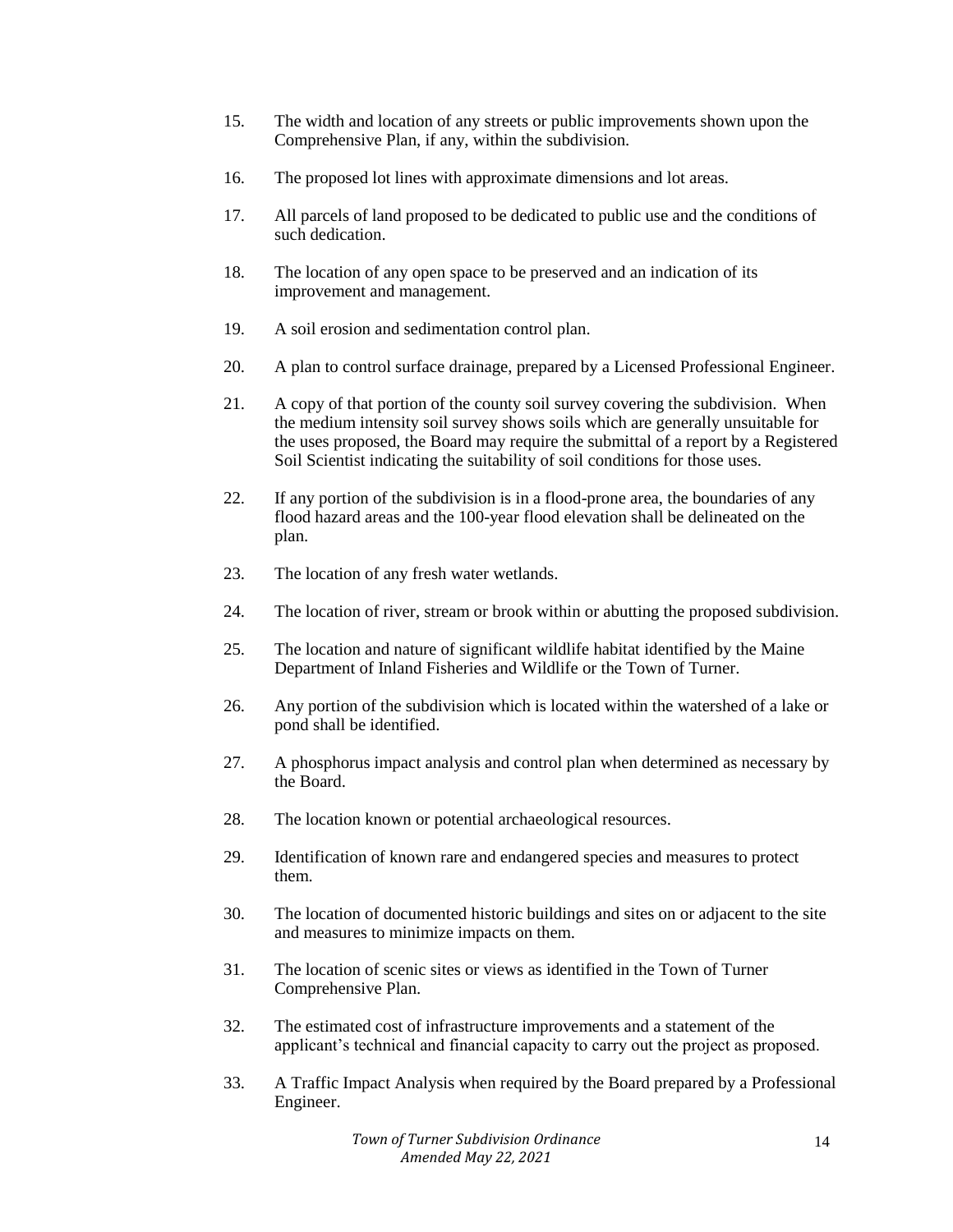15. The width and location of any streets or public improvements shown upon the Comprehensive Plan, if any, within the subdivision.

16. The proposed lot lines with approximate dimensions and lot areas.

17. All parcels of land proposed to be dedicated to public use and the conditions of such dedication.

18. The location of any open space to be preserved and an indication of its improvement and management.

19. A soil erosion and sedimentation control plan.

20. A plan to control surface drainage, prepared by a Licensed Professional Engineer.

21. A copy of that portion of the county soil survey covering the subdivision. When the medium intensity soil survey shows soils which are generally unsuitable for the uses proposed, the Board may require the submittal of a report by a Registered Soil Scientist indicating the suitability of soil conditions for those uses.

22. If any portion of the subdivision is in a flood-prone area, the boundaries of any flood hazard areas and the 100-year flood elevation shall be delineated on the plan.

23. The location of any fresh water wetlands.

24. The location of river, stream or brook within or abutting the proposed subdivision.

25. The location and nature of significant wildlife habitat identified by the Maine Department of Inland Fisheries and Wildlife or the Town of Turner.

26. Any portion of the subdivision which is located within the watershed of a lake or pond shall be identified.

27. A phosphorus impact analysis and control plan when determined as necessary by the Board.

28. The location known or potential archaeological resources.

29. Identification of known rare and endangered species and measures to protect them.

30. The location of documented historic buildings and sites on or adjacent to the site and measures to minimize impacts on them.

31. The location of scenic sites or views as identified in the Town of Turner Comprehensive Plan.

32. The estimated cost of infrastructure improvements and a statement of the applicant's technical and financial capacity to carry out the project as proposed.

33. A Traffic Impact Analysis when required by the Board prepared by a Professional Engineer.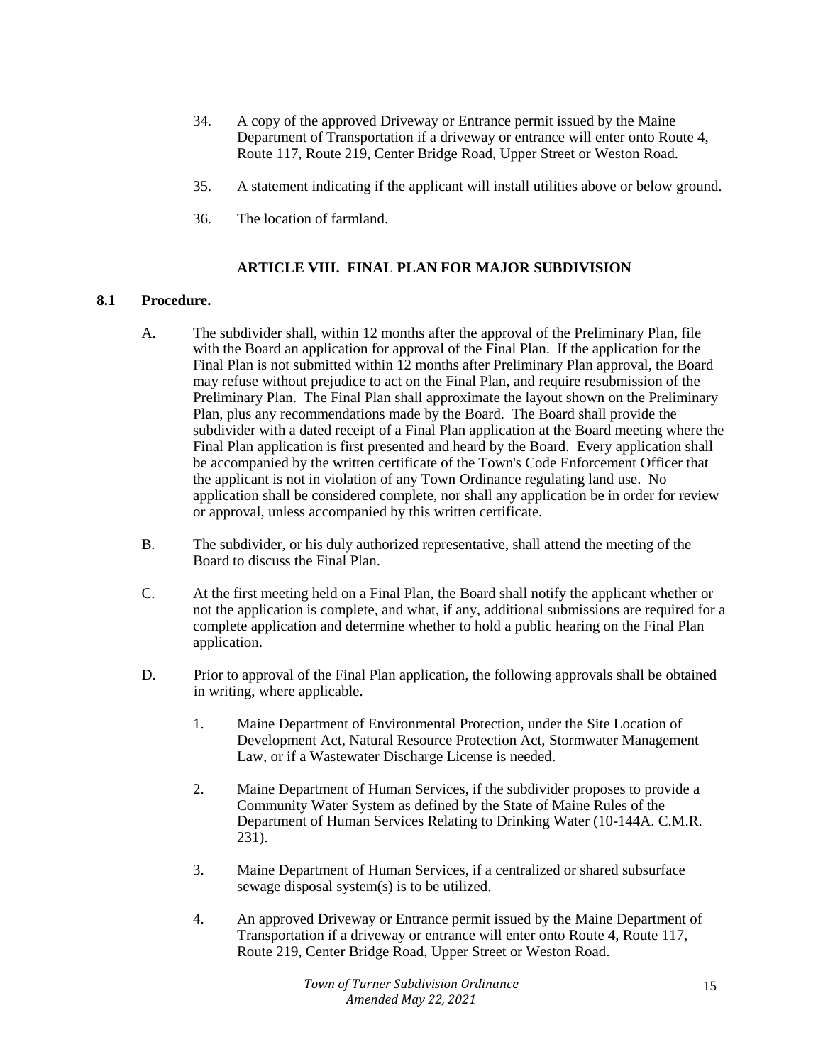34. A copy of the approved Driveway or Entrance permit issued by the Maine Department of Transportation if a driveway or entrance will enter onto Route 4, Route 117, Route 219, Center Bridge Road, Upper Street or Weston Road.

35. A statement indicating if the applicant will install utilities above or below ground.

36. The location of farmland.

## ARTICLE VIII. FINAL PLAN FOR MAJOR SUBDIVISION

**8.1 Procedure.**

A. The subdivider shall, within 12 months after the approval of the Preliminary Plan, file with the Board an application for approval of the Final Plan. If the application for the Final Plan is not submitted within 12 months after Preliminary Plan approval, the Board may refuse without prejudice to act on the Final Plan, and require resubmission of the Preliminary Plan. The Final Plan shall approximate the layout shown on the Preliminary Plan, plus any recommendations made by the Board. The Board shall provide the subdivider with a dated receipt of a Final Plan application at the Board meeting where the Final Plan application is first presented and heard by the Board. Every application shall be accompanied by the written certificate of the Town's Code Enforcement Officer that the applicant is not in violation of any Town Ordinance regulating land use. No application shall be considered complete, nor shall any application be in order for review or approval, unless accompanied by this written certificate.

B. The subdivider, or his duly authorized representative, shall attend the meeting of the Board to discuss the Final Plan.

C. At the first meeting held on a Final Plan, the Board shall notify the applicant whether or not the application is complete, and what, if any, additional submissions are required for a complete application and determine whether to hold a public hearing on the Final Plan application.

D. Prior to approval of the Final Plan application, the following approvals shall be obtained in writing, where applicable.

1. Maine Department of Environmental Protection, under the Site Location of Development Act, Natural Resource Protection Act, Stormwater Management Law, or if a Wastewater Discharge License is needed.

2. Maine Department of Human Services, if the subdivider proposes to provide a Community Water System as defined by the State of Maine Rules of the Department of Human Services Relating to Drinking Water (10-144A. C.M.R. 231).

3. Maine Department of Human Services, if a centralized or shared subsurface sewage disposal system(s) is to be utilized.

4. An approved Driveway or Entrance permit issued by the Maine Department of Transportation if a driveway or entrance will enter onto Route 4, Route 117, Route 219, Center Bridge Road, Upper Street or Weston Road.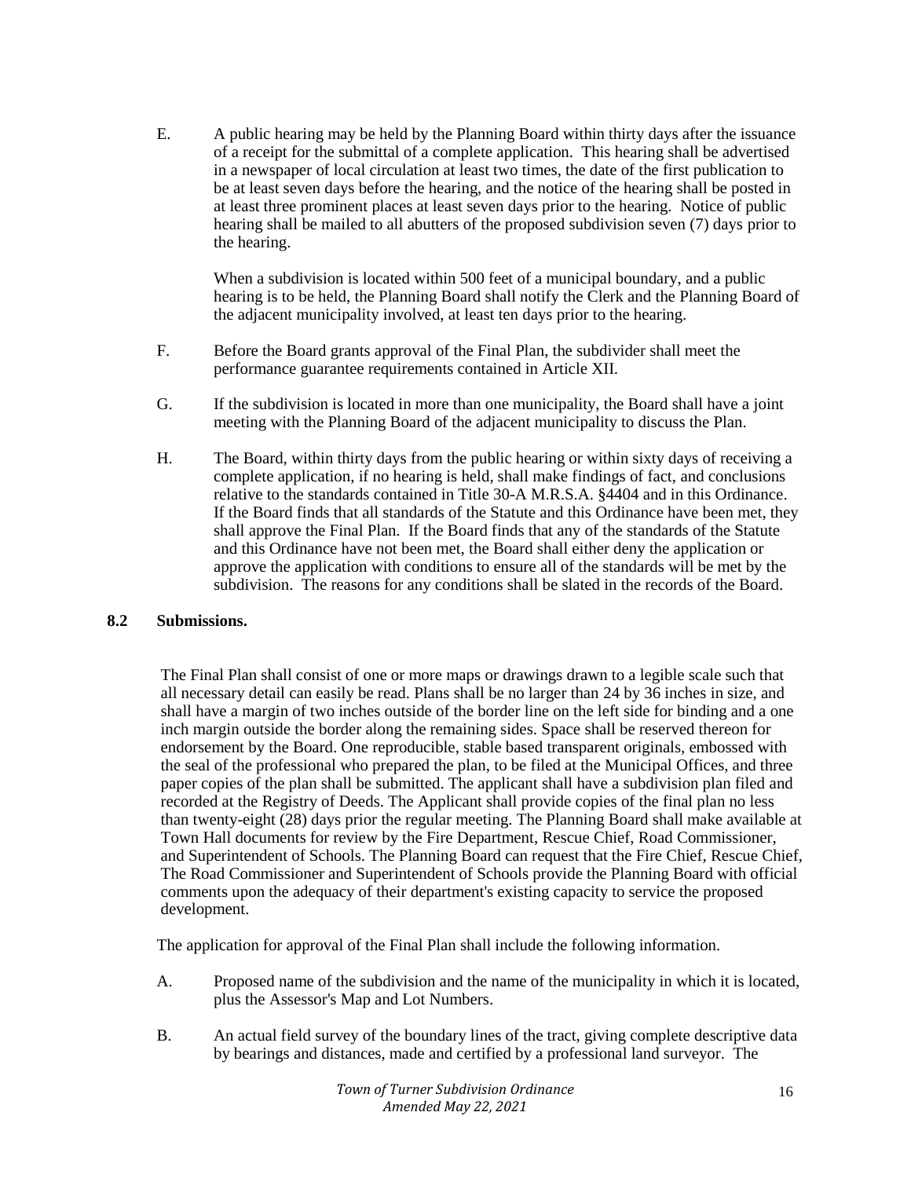E. A public hearing may be held by the Planning Board within thirty days after the issuance of a receipt for the submittal of a complete application. This hearing shall be advertised in a newspaper of local circulation at least two times, the date of the first publication to be at least seven days before the hearing, and the notice of the hearing shall be posted in at least three prominent places at least seven days prior to the hearing. Notice of public hearing shall be mailed to all abutters of the proposed subdivision seven (7) days prior to the hearing.

   When a subdivision is located within 500 feet of a municipal boundary, and a public hearing is to be held, the Planning Board shall notify the Clerk and the Planning Board of the adjacent municipality involved, at least ten days prior to the hearing.

F. Before the Board grants approval of the Final Plan, the subdivider shall meet the performance guarantee requirements contained in Article XII.

G. If the subdivision is located in more than one municipality, the Board shall have a joint meeting with the Planning Board of the adjacent municipality to discuss the Plan.

H. The Board, within thirty days from the public hearing or within sixty days of receiving a complete application, if no hearing is held, shall make findings of fact, and conclusions relative to the standards contained in Title 30-A M.R.S.A. §4404 and in this Ordinance. If the Board finds that all standards of the Statute and this Ordinance have been met, they shall approve the Final Plan. If the Board finds that any of the standards of the Statute and this Ordinance have not been met, the Board shall either deny the application or approve the application with conditions to ensure all of the standards will be met by the subdivision. The reasons for any conditions shall be slated in the records of the Board.

### 8.2 Submissions.

The Final Plan shall consist of one or more maps or drawings drawn to a legible scale such that all necessary detail can easily be read. Plans shall be no larger than 24 by 36 inches in size, and shall have a margin of two inches outside of the border line on the left side for binding and a one inch margin outside the border along the remaining sides. Space shall be reserved thereon for endorsement by the Board. One reproducible, stable based transparent originals, embossed with the seal of the professional who prepared the plan, to be filed at the Municipal Offices, and three paper copies of the plan shall be submitted. The applicant shall have a subdivision plan filed and recorded at the Registry of Deeds. The Applicant shall provide copies of the final plan no less than twenty-eight (28) days prior the regular meeting. The Planning Board shall make available at Town Hall documents for review by the Fire Department, Rescue Chief, Road Commissioner, and Superintendent of Schools. The Planning Board can request that the Fire Chief, Rescue Chief, The Road Commissioner and Superintendent of Schools provide the Planning Board with official comments upon the adequacy of their department's existing capacity to service the proposed development.

The application for approval of the Final Plan shall include the following information.

A. Proposed name of the subdivision and the name of the municipality in which it is located, plus the Assessor's Map and Lot Numbers.

B. An actual field survey of the boundary lines of the tract, giving complete descriptive data by bearings and distances, made and certified by a professional land surveyor. The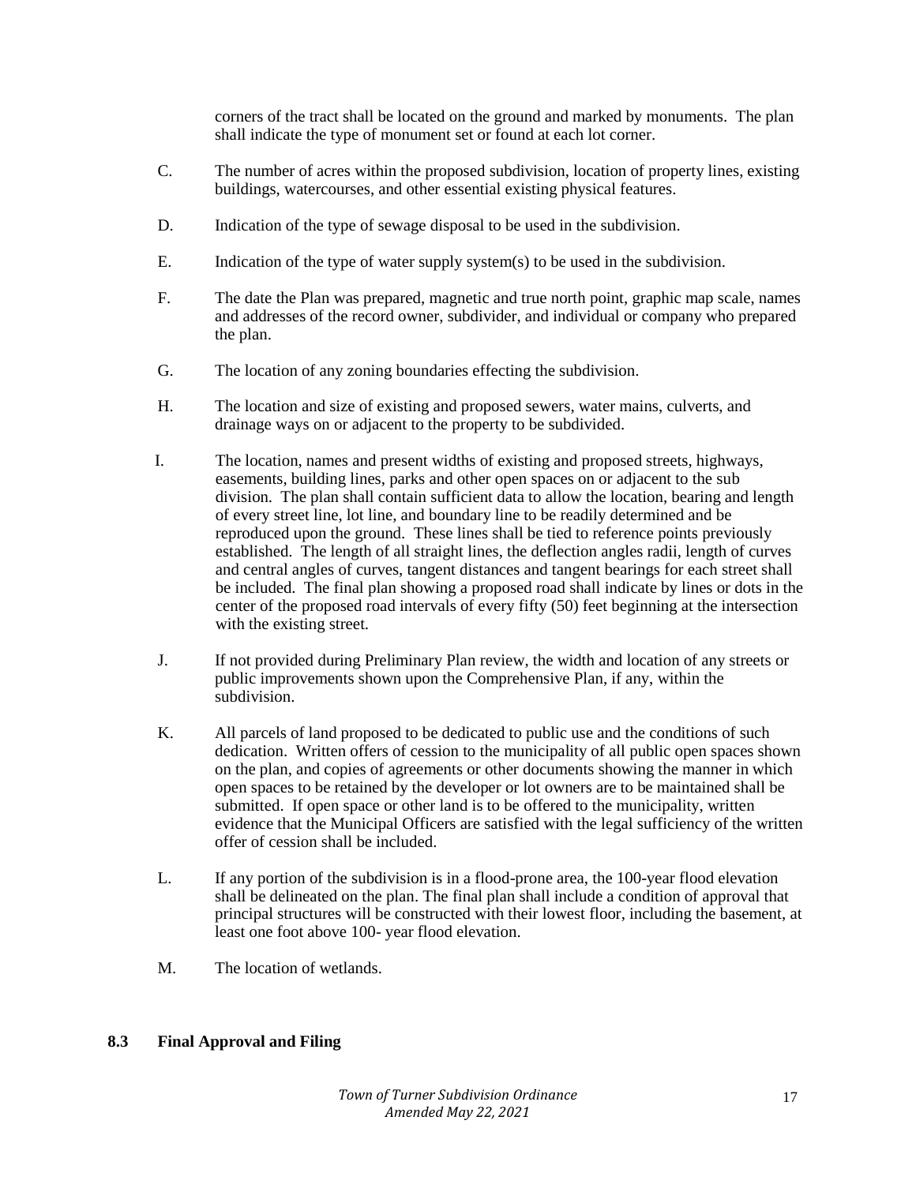corners of the tract shall be located on the ground and marked by monuments. The plan shall indicate the type of monument set or found at each lot corner.

C. The number of acres within the proposed subdivision, location of property lines, existing buildings, watercourses, and other essential existing physical features.

D. Indication of the type of sewage disposal to be used in the subdivision.

E. Indication of the type of water supply system(s) to be used in the subdivision.

F. The date the Plan was prepared, magnetic and true north point, graphic map scale, names and addresses of the record owner, subdivider, and individual or company who prepared the plan.

G. The location of any zoning boundaries effecting the subdivision.

H. The location and size of existing and proposed sewers, water mains, culverts, and drainage ways on or adjacent to the property to be subdivided.

I. The location, names and present widths of existing and proposed streets, highways, easements, building lines, parks and other open spaces on or adjacent to the sub division. The plan shall contain sufficient data to allow the location, bearing and length of every street line, lot line, and boundary line to be readily determined and be reproduced upon the ground. These lines shall be tied to reference points previously established. The length of all straight lines, the deflection angles radii, length of curves and central angles of curves, tangent distances and tangent bearings for each street shall be included. The final plan showing a proposed road shall indicate by lines or dots in the center of the proposed road intervals of every fifty (50) feet beginning at the intersection with the existing street.

J. If not provided during Preliminary Plan review, the width and location of any streets or public improvements shown upon the Comprehensive Plan, if any, within the subdivision.

K. All parcels of land proposed to be dedicated to public use and the conditions of such dedication. Written offers of cession to the municipality of all public open spaces shown on the plan, and copies of agreements or other documents showing the manner in which open spaces to be retained by the developer or lot owners are to be maintained shall be submitted. If open space or other land is to be offered to the municipality, written evidence that the Municipal Officers are satisfied with the legal sufficiency of the written offer of cession shall be included.

L. If any portion of the subdivision is in a flood-prone area, the 100-year flood elevation shall be delineated on the plan. The final plan shall include a condition of approval that principal structures will be constructed with their lowest floor, including the basement, at least one foot above 100- year flood elevation.

M. The location of wetlands.

## 8.3 Final Approval and Filing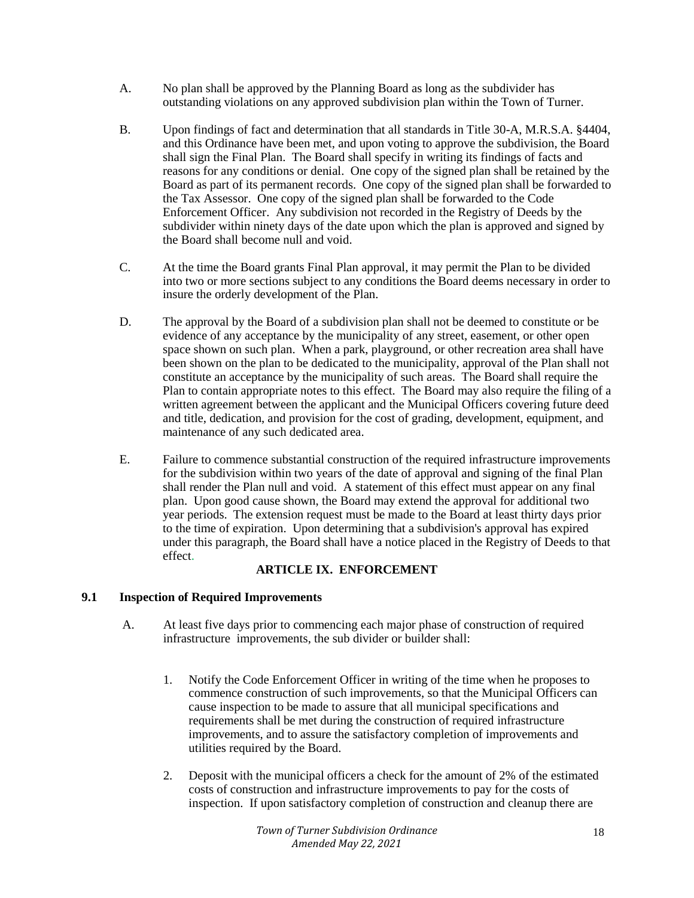A. No plan shall be approved by the Planning Board as long as the subdivider has outstanding violations on any approved subdivision plan within the Town of Turner.

B. Upon findings of fact and determination that all standards in Title 30-A, M.R.S.A. §4404, and this Ordinance have been met, and upon voting to approve the subdivision, the Board shall sign the Final Plan. The Board shall specify in writing its findings of facts and reasons for any conditions or denial. One copy of the signed plan shall be retained by the Board as part of its permanent records. One copy of the signed plan shall be forwarded to the Tax Assessor. One copy of the signed plan shall be forwarded to the Code Enforcement Officer. Any subdivision not recorded in the Registry of Deeds by the subdivider within ninety days of the date upon which the plan is approved and signed by the Board shall become null and void.

C. At the time the Board grants Final Plan approval, it may permit the Plan to be divided into two or more sections subject to any conditions the Board deems necessary in order to insure the orderly development of the Plan.

D. The approval by the Board of a subdivision plan shall not be deemed to constitute or be evidence of any acceptance by the municipality of any street, easement, or other open space shown on such plan. When a park, playground, or other recreation area shall have been shown on the plan to be dedicated to the municipality, approval of the Plan shall not constitute an acceptance by the municipality of such areas. The Board shall require the Plan to contain appropriate notes to this effect. The Board may also require the filing of a written agreement between the applicant and the Municipal Officers covering future deed and title, dedication, and provision for the cost of grading, development, equipment, and maintenance of any such dedicated area.

E. Failure to commence substantial construction of the required infrastructure improvements for the subdivision within two years of the date of approval and signing of the final Plan shall render the Plan null and void. A statement of this effect must appear on any final plan. Upon good cause shown, the Board may extend the approval for additional two year periods. The extension request must be made to the Board at least thirty days prior to the time of expiration. Upon determining that a subdivision's approval has expired under this paragraph, the Board shall have a notice placed in the Registry of Deeds to that effect.

## ARTICLE IX. ENFORCEMENT

### 9.1 Inspection of Required Improvements

A. At least five days prior to commencing each major phase of construction of required infrastructure improvements, the sub divider or builder shall:

1. Notify the Code Enforcement Officer in writing of the time when he proposes to commence construction of such improvements, so that the Municipal Officers can cause inspection to be made to assure that all municipal specifications and requirements shall be met during the construction of required infrastructure improvements, and to assure the satisfactory completion of improvements and utilities required by the Board.

2. Deposit with the municipal officers a check for the amount of 2% of the estimated costs of construction and infrastructure improvements to pay for the costs of inspection. If upon satisfactory completion of construction and cleanup there are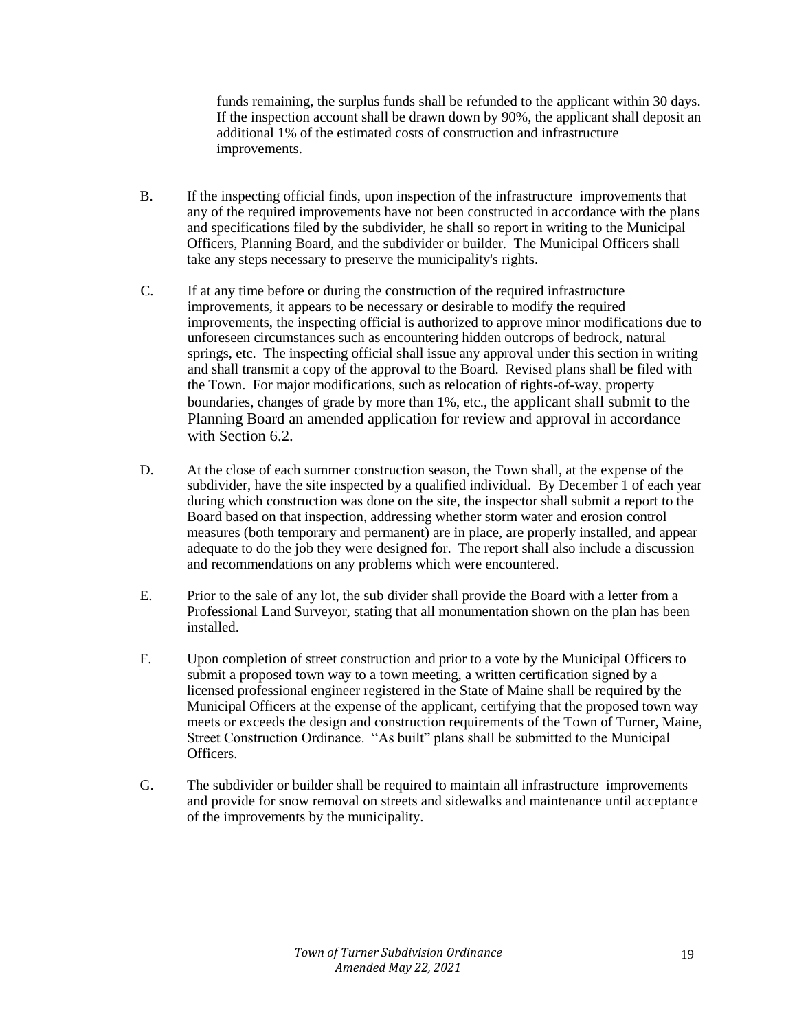funds remaining, the surplus funds shall be refunded to the applicant within 30 days. If the inspection account shall be drawn down by 90%, the applicant shall deposit an additional 1% of the estimated costs of construction and infrastructure improvements.

B. If the inspecting official finds, upon inspection of the infrastructure improvements that any of the required improvements have not been constructed in accordance with the plans and specifications filed by the subdivider, he shall so report in writing to the Municipal Officers, Planning Board, and the subdivider or builder. The Municipal Officers shall take any steps necessary to preserve the municipality's rights.

C. If at any time before or during the construction of the required infrastructure improvements, it appears to be necessary or desirable to modify the required improvements, the inspecting official is authorized to approve minor modifications due to unforeseen circumstances such as encountering hidden outcrops of bedrock, natural springs, etc. The inspecting official shall issue any approval under this section in writing and shall transmit a copy of the approval to the Board. Revised plans shall be filed with the Town. For major modifications, such as relocation of rights-of-way, property boundaries, changes of grade by more than 1%, etc., the applicant shall submit to the Planning Board an amended application for review and approval in accordance with Section 6.2.

D. At the close of each summer construction season, the Town shall, at the expense of the subdivider, have the site inspected by a qualified individual. By December 1 of each year during which construction was done on the site, the inspector shall submit a report to the Board based on that inspection, addressing whether storm water and erosion control measures (both temporary and permanent) are in place, are properly installed, and appear adequate to do the job they were designed for. The report shall also include a discussion and recommendations on any problems which were encountered.

E. Prior to the sale of any lot, the sub divider shall provide the Board with a letter from a Professional Land Surveyor, stating that all monumentation shown on the plan has been installed.

F. Upon completion of street construction and prior to a vote by the Municipal Officers to submit a proposed town way to a town meeting, a written certification signed by a licensed professional engineer registered in the State of Maine shall be required by the Municipal Officers at the expense of the applicant, certifying that the proposed town way meets or exceeds the design and construction requirements of the Town of Turner, Maine, Street Construction Ordinance. "As built" plans shall be submitted to the Municipal Officers.

G. The subdivider or builder shall be required to maintain all infrastructure improvements and provide for snow removal on streets and sidewalks and maintenance until acceptance of the improvements by the municipality.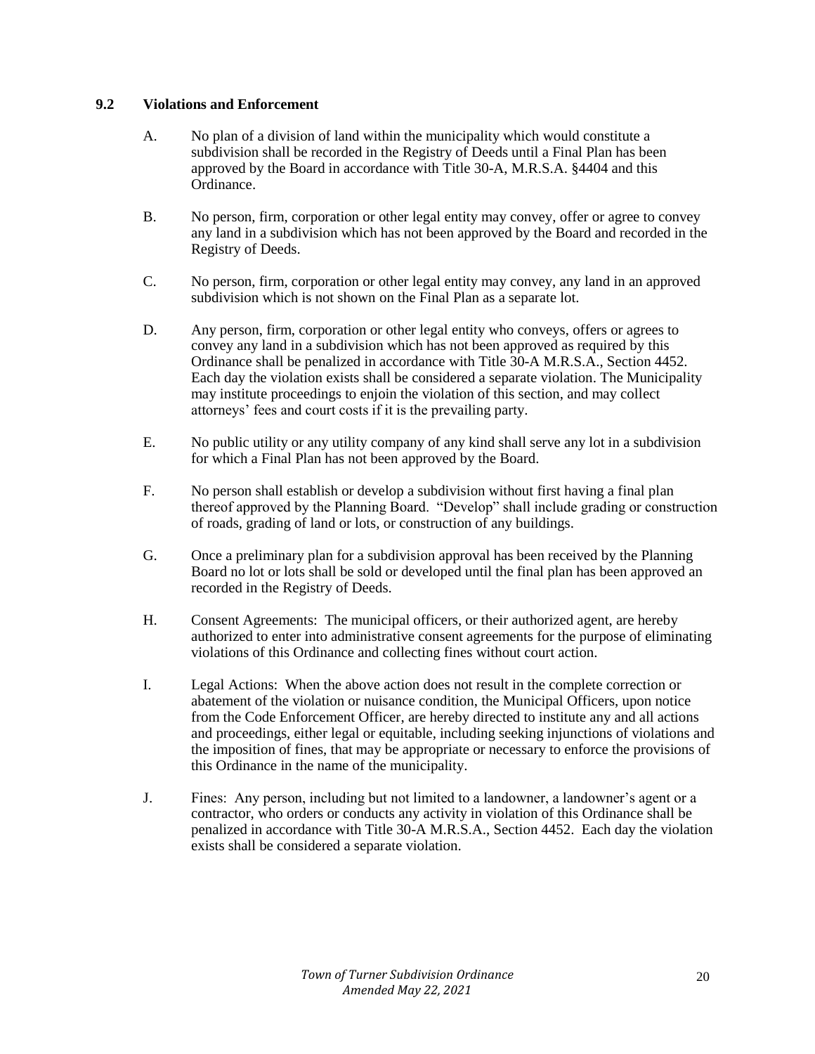### 9.2 Violations and Enforcement

A. No plan of a division of land within the municipality which would constitute a subdivision shall be recorded in the Registry of Deeds until a Final Plan has been approved by the Board in accordance with Title 30-A, M.R.S.A. §4404 and this Ordinance.

B. No person, firm, corporation or other legal entity may convey, offer or agree to convey any land in a subdivision which has not been approved by the Board and recorded in the Registry of Deeds.

C. No person, firm, corporation or other legal entity may convey, any land in an approved subdivision which is not shown on the Final Plan as a separate lot.

D. Any person, firm, corporation or other legal entity who conveys, offers or agrees to convey any land in a subdivision which has not been approved as required by this Ordinance shall be penalized in accordance with Title 30-A M.R.S.A., Section 4452. Each day the violation exists shall be considered a separate violation. The Municipality may institute proceedings to enjoin the violation of this section, and may collect attorneys' fees and court costs if it is the prevailing party.

E. No public utility or any utility company of any kind shall serve any lot in a subdivision for which a Final Plan has not been approved by the Board.

F. No person shall establish or develop a subdivision without first having a final plan thereof approved by the Planning Board. "Develop" shall include grading or construction of roads, grading of land or lots, or construction of any buildings.

G. Once a preliminary plan for a subdivision approval has been received by the Planning Board no lot or lots shall be sold or developed until the final plan has been approved an recorded in the Registry of Deeds.

H. Consent Agreements: The municipal officers, or their authorized agent, are hereby authorized to enter into administrative consent agreements for the purpose of eliminating violations of this Ordinance and collecting fines without court action.

I. Legal Actions: When the above action does not result in the complete correction or abatement of the violation or nuisance condition, the Municipal Officers, upon notice from the Code Enforcement Officer, are hereby directed to institute any and all actions and proceedings, either legal or equitable, including seeking injunctions of violations and the imposition of fines, that may be appropriate or necessary to enforce the provisions of this Ordinance in the name of the municipality.

J. Fines: Any person, including but not limited to a landowner, a landowner's agent or a contractor, who orders or conducts any activity in violation of this Ordinance shall be penalized in accordance with Title 30-A M.R.S.A., Section 4452. Each day the violation exists shall be considered a separate violation.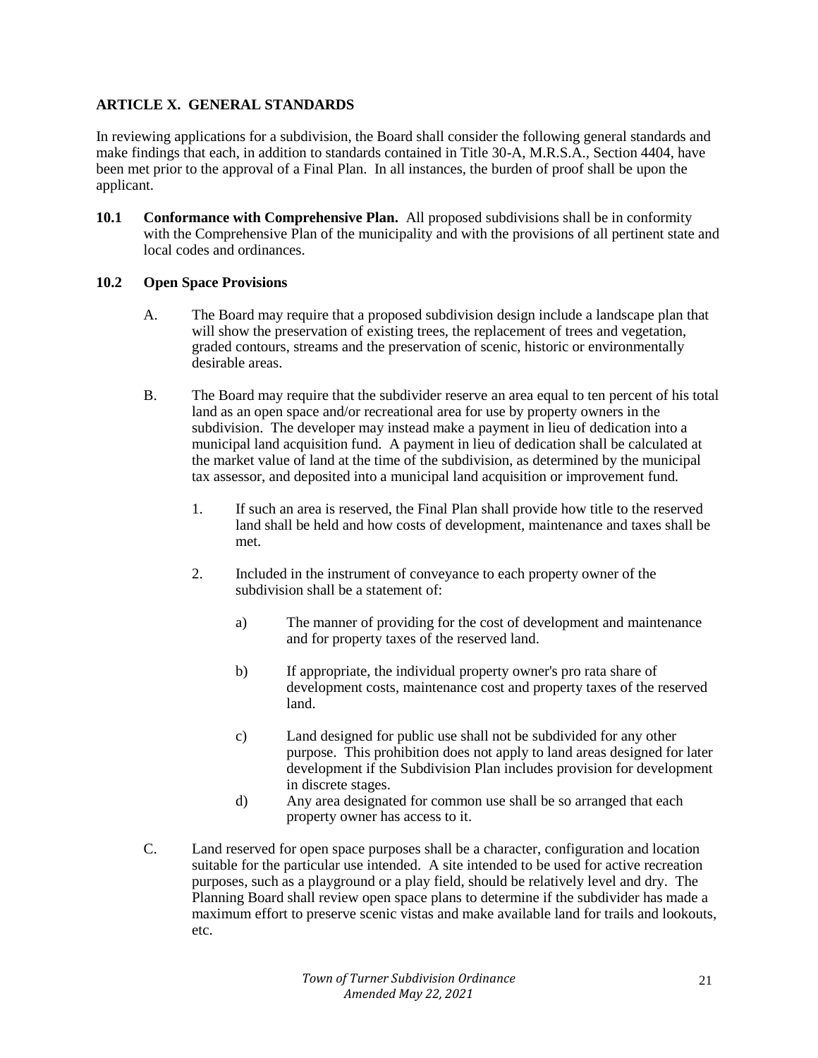## ARTICLE X. GENERAL STANDARDS

In reviewing applications for a subdivision, the Board shall consider the following general standards and make findings that each, in addition to standards contained in Title 30-A, M.R.S.A., Section 4404, have been met prior to the approval of a Final Plan. In all instances, the burden of proof shall be upon the applicant.

**10.1 Conformance with Comprehensive Plan.** All proposed subdivisions shall be in conformity with the Comprehensive Plan of the municipality and with the provisions of all pertinent state and local codes and ordinances.

**10.2 Open Space Provisions**

A. The Board may require that a proposed subdivision design include a landscape plan that will show the preservation of existing trees, the replacement of trees and vegetation, graded contours, streams and the preservation of scenic, historic or environmentally desirable areas.

B. The Board may require that the subdivider reserve an area equal to ten percent of his total land as an open space and/or recreational area for use by property owners in the subdivision. The developer may instead make a payment in lieu of dedication into a municipal land acquisition fund. A payment in lieu of dedication shall be calculated at the market value of land at the time of the subdivision, as determined by the municipal tax assessor, and deposited into a municipal land acquisition or improvement fund.

1. If such an area is reserved, the Final Plan shall provide how title to the reserved land shall be held and how costs of development, maintenance and taxes shall be met.

2. Included in the instrument of conveyance to each property owner of the subdivision shall be a statement of:

    a) The manner of providing for the cost of development and maintenance and for property taxes of the reserved land.

    b) If appropriate, the individual property owner's pro rata share of development costs, maintenance cost and property taxes of the reserved land.

    c) Land designed for public use shall not be subdivided for any other purpose. This prohibition does not apply to land areas designed for later development if the Subdivision Plan includes provision for development in discrete stages.

    d) Any area designated for common use shall be so arranged that each property owner has access to it.

C. Land reserved for open space purposes shall be a character, configuration and location suitable for the particular use intended. A site intended to be used for active recreation purposes, such as a playground or a play field, should be relatively level and dry. The Planning Board shall review open space plans to determine if the subdivider has made a maximum effort to preserve scenic vistas and make available land for trails and lookouts, etc.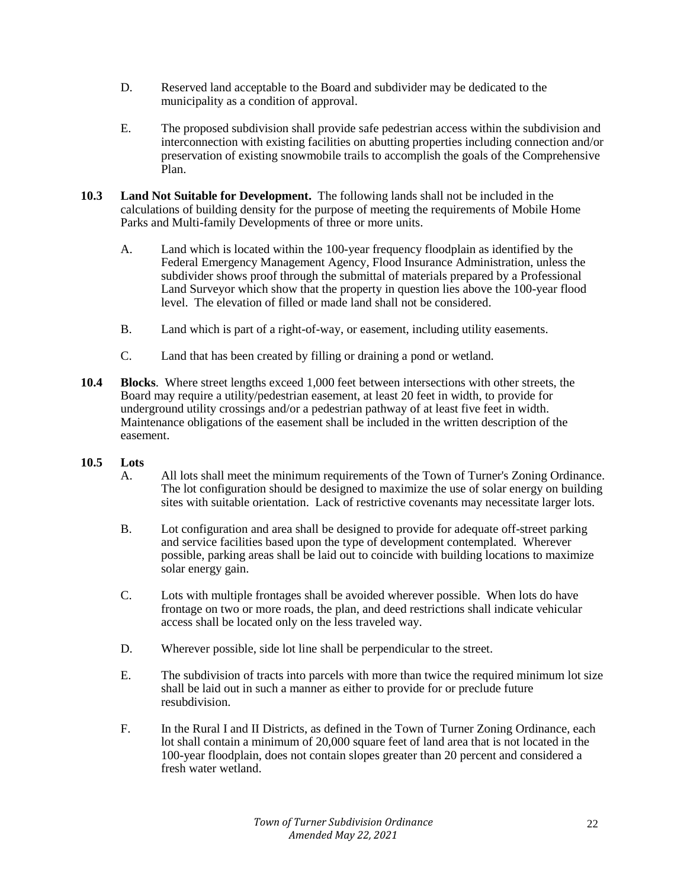D. Reserved land acceptable to the Board and subdivider may be dedicated to the municipality as a condition of approval.

E. The proposed subdivision shall provide safe pedestrian access within the subdivision and interconnection with existing facilities on abutting properties including connection and/or preservation of existing snowmobile trails to accomplish the goals of the Comprehensive Plan.

**10.3 Land Not Suitable for Development.** The following lands shall not be included in the calculations of building density for the purpose of meeting the requirements of Mobile Home Parks and Multi-family Developments of three or more units.

A. Land which is located within the 100-year frequency floodplain as identified by the Federal Emergency Management Agency, Flood Insurance Administration, unless the subdivider shows proof through the submittal of materials prepared by a Professional Land Surveyor which show that the property in question lies above the 100-year flood level. The elevation of filled or made land shall not be considered.

B. Land which is part of a right-of-way, or easement, including utility easements.

C. Land that has been created by filling or draining a pond or wetland.

**10.4 Blocks**. Where street lengths exceed 1,000 feet between intersections with other streets, the Board may require a utility/pedestrian easement, at least 20 feet in width, to provide for underground utility crossings and/or a pedestrian pathway of at least five feet in width. Maintenance obligations of the easement shall be included in the written description of the easement.

**10.5 Lots**

A. All lots shall meet the minimum requirements of the Town of Turner's Zoning Ordinance. The lot configuration should be designed to maximize the use of solar energy on building sites with suitable orientation. Lack of restrictive covenants may necessitate larger lots.

B. Lot configuration and area shall be designed to provide for adequate off-street parking and service facilities based upon the type of development contemplated. Wherever possible, parking areas shall be laid out to coincide with building locations to maximize solar energy gain.

C. Lots with multiple frontages shall be avoided wherever possible. When lots do have frontage on two or more roads, the plan, and deed restrictions shall indicate vehicular access shall be located only on the less traveled way.

D. Wherever possible, side lot line shall be perpendicular to the street.

E. The subdivision of tracts into parcels with more than twice the required minimum lot size shall be laid out in such a manner as either to provide for or preclude future resubdivision.

F. In the Rural I and II Districts, as defined in the Town of Turner Zoning Ordinance, each lot shall contain a minimum of 20,000 square feet of land area that is not located in the 100-year floodplain, does not contain slopes greater than 20 percent and considered a fresh water wetland.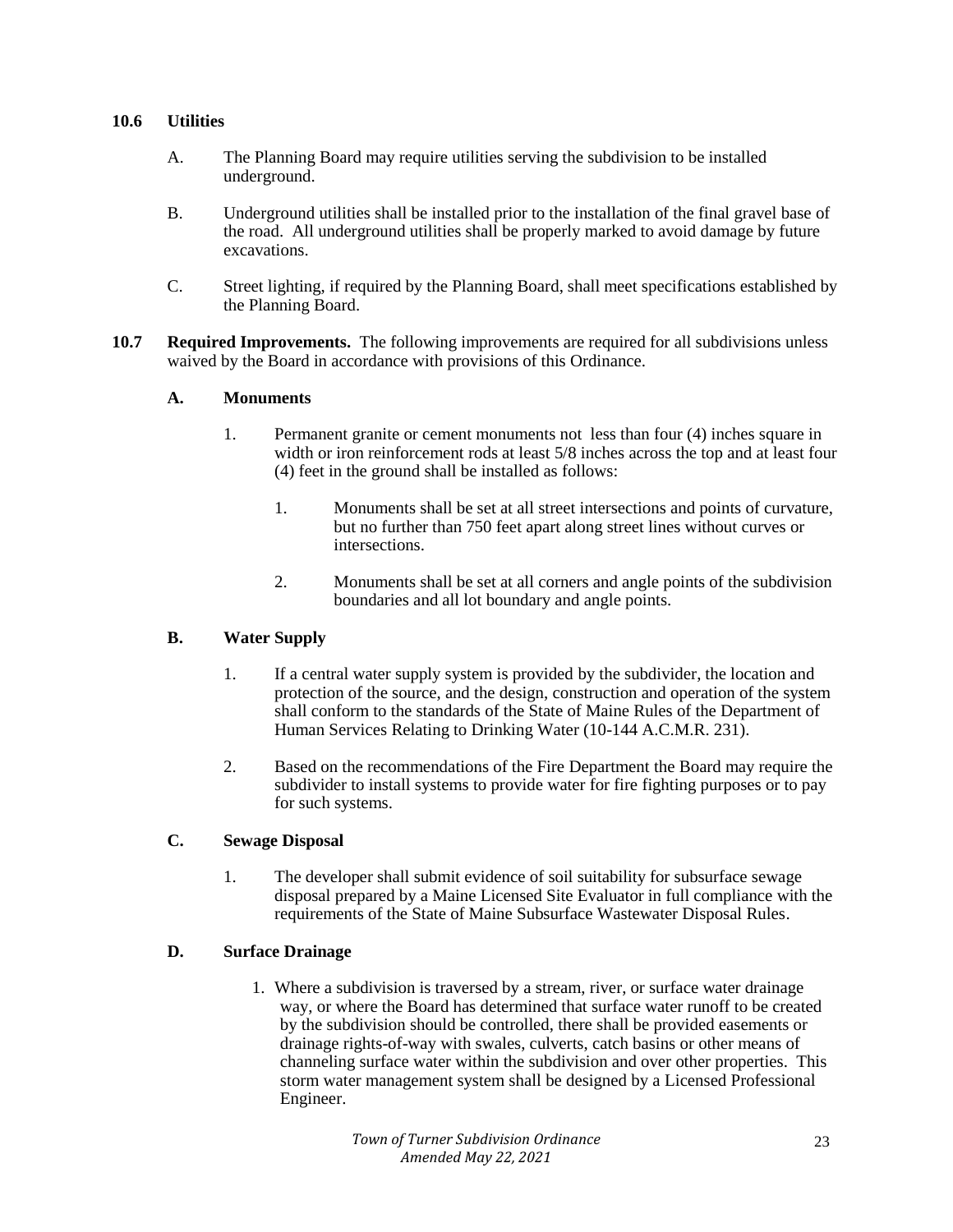**10.6 Utilities**

A. The Planning Board may require utilities serving the subdivision to be installed underground.

B. Underground utilities shall be installed prior to the installation of the final gravel base of the road. All underground utilities shall be properly marked to avoid damage by future excavations.

C. Street lighting, if required by the Planning Board, shall meet specifications established by the Planning Board.

**10.7 Required Improvements.** The following improvements are required for all subdivisions unless waived by the Board in accordance with provisions of this Ordinance.

**A. Monuments**

1. Permanent granite or cement monuments not less than four (4) inches square in width or iron reinforcement rods at least 5/8 inches across the top and at least four (4) feet in the ground shall be installed as follows:

   1. Monuments shall be set at all street intersections and points of curvature, but no further than 750 feet apart along street lines without curves or intersections.

   2. Monuments shall be set at all corners and angle points of the subdivision boundaries and all lot boundary and angle points.

**B. Water Supply**

1. If a central water supply system is provided by the subdivider, the location and protection of the source, and the design, construction and operation of the system shall conform to the standards of the State of Maine Rules of the Department of Human Services Relating to Drinking Water (10-144 A.C.M.R. 231).

2. Based on the recommendations of the Fire Department the Board may require the subdivider to install systems to provide water for fire fighting purposes or to pay for such systems.

**C. Sewage Disposal**

1. The developer shall submit evidence of soil suitability for subsurface sewage disposal prepared by a Maine Licensed Site Evaluator in full compliance with the requirements of the State of Maine Subsurface Wastewater Disposal Rules.

**D. Surface Drainage**

1. Where a subdivision is traversed by a stream, river, or surface water drainage way, or where the Board has determined that surface water runoff to be created by the subdivision should be controlled, there shall be provided easements or drainage rights-of-way with swales, culverts, catch basins or other means of channeling surface water within the subdivision and over other properties. This storm water management system shall be designed by a Licensed Professional Engineer.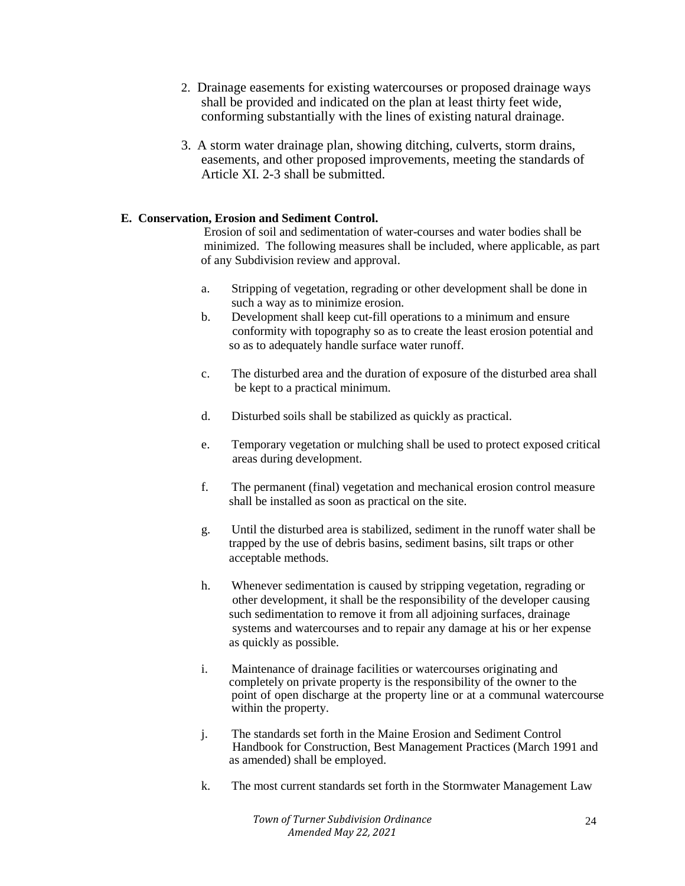2. Drainage easements for existing watercourses or proposed drainage ways shall be provided and indicated on the plan at least thirty feet wide, conforming substantially with the lines of existing natural drainage.

3. A storm water drainage plan, showing ditching, culverts, storm drains, easements, and other proposed improvements, meeting the standards of Article XI. 2-3 shall be submitted.

**E. Conservation, Erosion and Sediment Control.**

Erosion of soil and sedimentation of water-courses and water bodies shall be minimized. The following measures shall be included, where applicable, as part of any Subdivision review and approval.

a. Stripping of vegetation, regrading or other development shall be done in such a way as to minimize erosion.

b. Development shall keep cut-fill operations to a minimum and ensure conformity with topography so as to create the least erosion potential and so as to adequately handle surface water runoff.

c. The disturbed area and the duration of exposure of the disturbed area shall be kept to a practical minimum.

d. Disturbed soils shall be stabilized as quickly as practical.

e. Temporary vegetation or mulching shall be used to protect exposed critical areas during development.

f. The permanent (final) vegetation and mechanical erosion control measure shall be installed as soon as practical on the site.

g. Until the disturbed area is stabilized, sediment in the runoff water shall be trapped by the use of debris basins, sediment basins, silt traps or other acceptable methods.

h. Whenever sedimentation is caused by stripping vegetation, regrading or other development, it shall be the responsibility of the developer causing such sedimentation to remove it from all adjoining surfaces, drainage systems and watercourses and to repair any damage at his or her expense as quickly as possible.

i. Maintenance of drainage facilities or watercourses originating and completely on private property is the responsibility of the owner to the point of open discharge at the property line or at a communal watercourse within the property.

j. The standards set forth in the Maine Erosion and Sediment Control Handbook for Construction, Best Management Practices (March 1991 and as amended) shall be employed.

k. The most current standards set forth in the Stormwater Management Law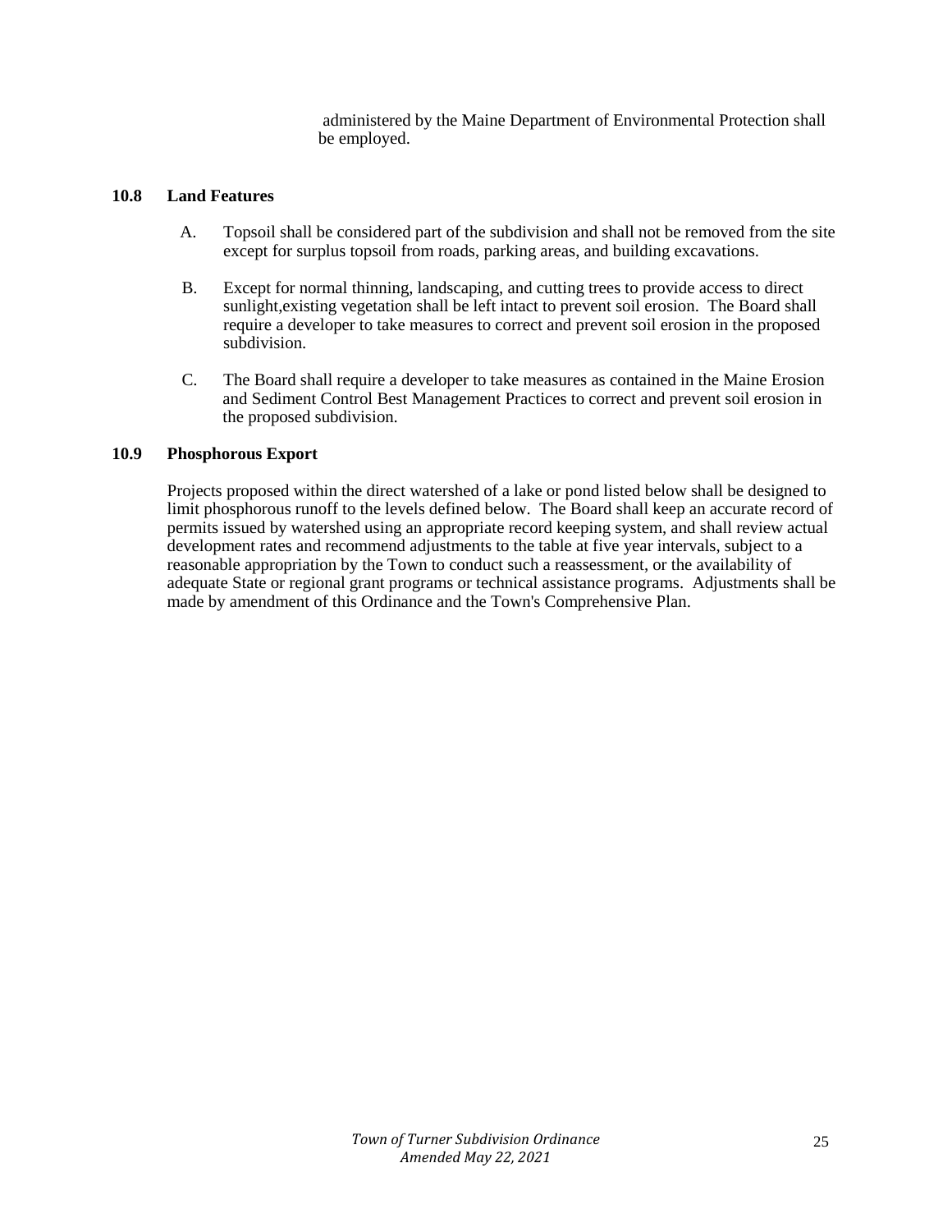administered by the Maine Department of Environmental Protection shall be employed.

### 10.8 Land Features

A. Topsoil shall be considered part of the subdivision and shall not be removed from the site except for surplus topsoil from roads, parking areas, and building excavations.

B. Except for normal thinning, landscaping, and cutting trees to provide access to direct sunlight,existing vegetation shall be left intact to prevent soil erosion. The Board shall require a developer to take measures to correct and prevent soil erosion in the proposed subdivision.

C. The Board shall require a developer to take measures as contained in the Maine Erosion and Sediment Control Best Management Practices to correct and prevent soil erosion in the proposed subdivision.

### 10.9 Phosphorous Export

Projects proposed within the direct watershed of a lake or pond listed below shall be designed to limit phosphorous runoff to the levels defined below. The Board shall keep an accurate record of permits issued by watershed using an appropriate record keeping system, and shall review actual development rates and recommend adjustments to the table at five year intervals, subject to a reasonable appropriation by the Town to conduct such a reassessment, or the availability of adequate State or regional grant programs or technical assistance programs. Adjustments shall be made by amendment of this Ordinance and the Town's Comprehensive Plan.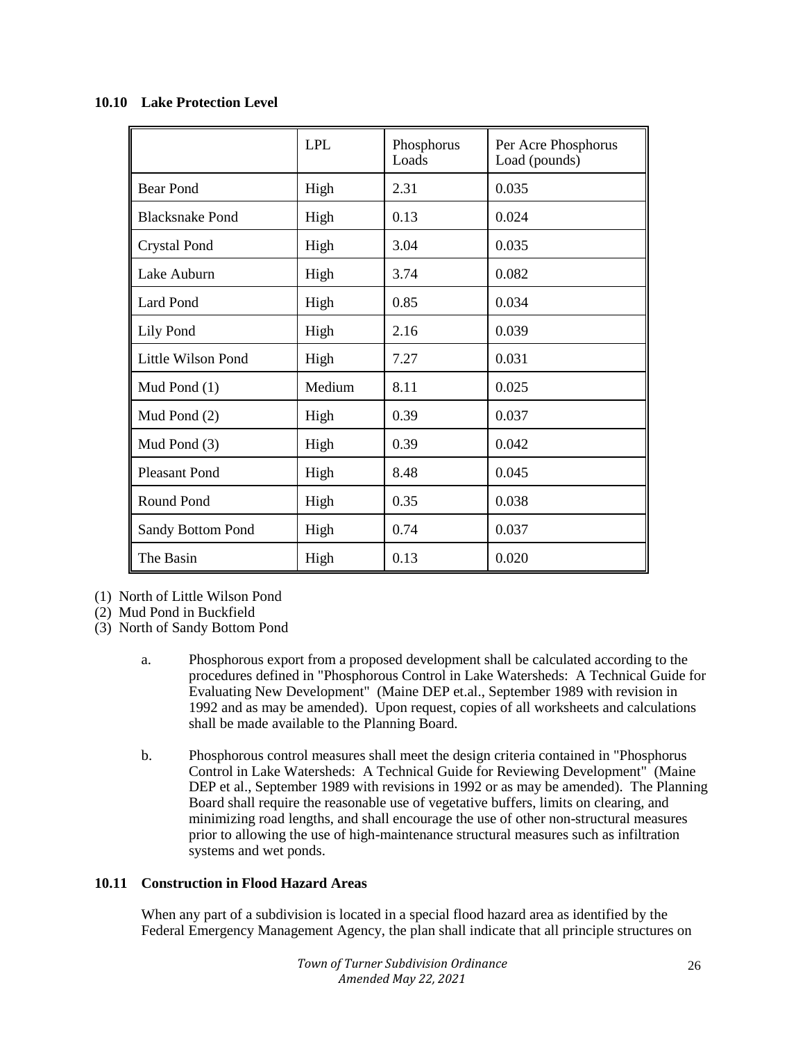### 10.10 Lake Protection Level

| | LPL | Phosphorus Loads | Per Acre Phosphorus Load (pounds) |
|---|---|---|---|
| Bear Pond | High | 2.31 | 0.035 |
| Blacksnake Pond | High | 0.13 | 0.024 |
| Crystal Pond | High | 3.04 | 0.035 |
| Lake Auburn | High | 3.74 | 0.082 |
| Lard Pond | High | 0.85 | 0.034 |
| Lily Pond | High | 2.16 | 0.039 |
| Little Wilson Pond | High | 7.27 | 0.031 |
| Mud Pond (1) | Medium | 8.11 | 0.025 |
| Mud Pond (2) | High | 0.39 | 0.037 |
| Mud Pond (3) | High | 0.39 | 0.042 |
| Pleasant Pond | High | 8.48 | 0.045 |
| Round Pond | High | 0.35 | 0.038 |
| Sandy Bottom Pond | High | 0.74 | 0.037 |
| The Basin | High | 0.13 | 0.020 |

(1) North of Little Wilson Pond
(2) Mud Pond in Buckfield
(3) North of Sandy Bottom Pond

a. Phosphorous export from a proposed development shall be calculated according to the procedures defined in "Phosphorous Control in Lake Watersheds: A Technical Guide for Evaluating New Development" (Maine DEP et.al., September 1989 with revision in 1992 and as may be amended). Upon request, copies of all worksheets and calculations shall be made available to the Planning Board.

b. Phosphorous control measures shall meet the design criteria contained in "Phosphorus Control in Lake Watersheds: A Technical Guide for Reviewing Development" (Maine DEP et al., September 1989 with revisions in 1992 or as may be amended). The Planning Board shall require the reasonable use of vegetative buffers, limits on clearing, and minimizing road lengths, and shall encourage the use of other non-structural measures prior to allowing the use of high-maintenance structural measures such as infiltration systems and wet ponds.

### 10.11 Construction in Flood Hazard Areas

When any part of a subdivision is located in a special flood hazard area as identified by the Federal Emergency Management Agency, the plan shall indicate that all principle structures on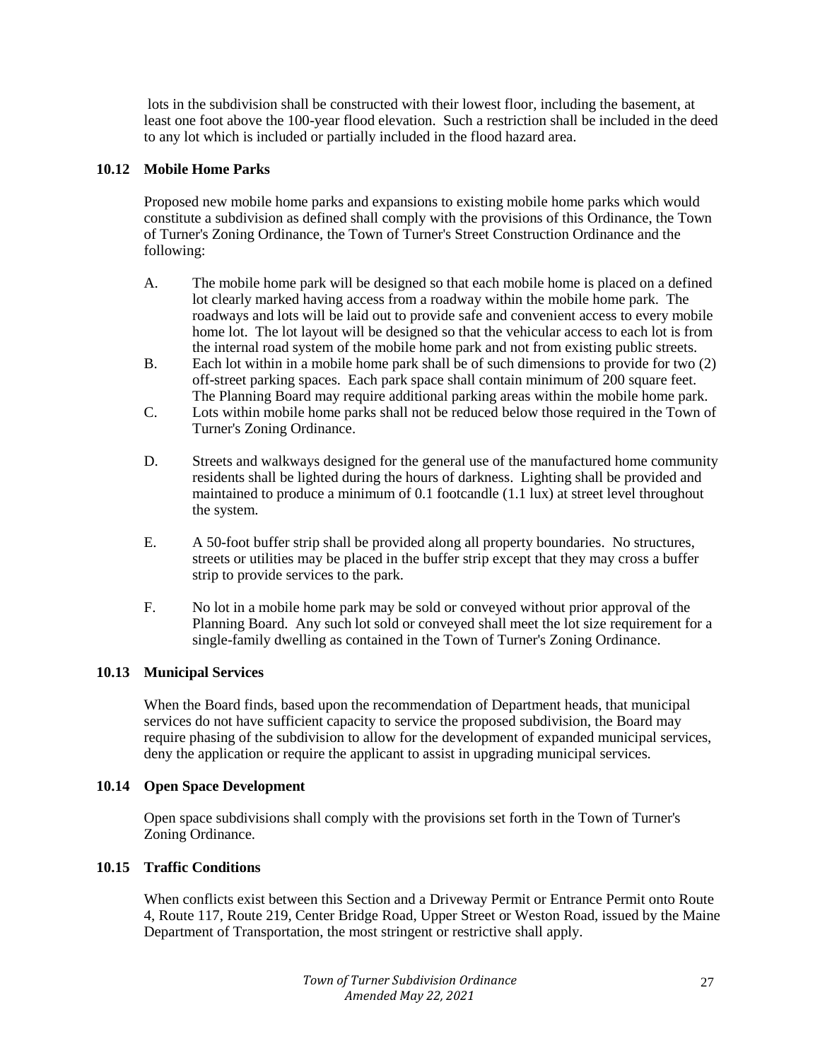lots in the subdivision shall be constructed with their lowest floor, including the basement, at least one foot above the 100-year flood elevation. Such a restriction shall be included in the deed to any lot which is included or partially included in the flood hazard area.

### 10.12 Mobile Home Parks

Proposed new mobile home parks and expansions to existing mobile home parks which would constitute a subdivision as defined shall comply with the provisions of this Ordinance, the Town of Turner's Zoning Ordinance, the Town of Turner's Street Construction Ordinance and the following:

A. The mobile home park will be designed so that each mobile home is placed on a defined lot clearly marked having access from a roadway within the mobile home park. The roadways and lots will be laid out to provide safe and convenient access to every mobile home lot. The lot layout will be designed so that the vehicular access to each lot is from the internal road system of the mobile home park and not from existing public streets.

B. Each lot within in a mobile home park shall be of such dimensions to provide for two (2) off-street parking spaces. Each park space shall contain minimum of 200 square feet. The Planning Board may require additional parking areas within the mobile home park.

C. Lots within mobile home parks shall not be reduced below those required in the Town of Turner's Zoning Ordinance.

D. Streets and walkways designed for the general use of the manufactured home community residents shall be lighted during the hours of darkness. Lighting shall be provided and maintained to produce a minimum of 0.1 footcandle (1.1 lux) at street level throughout the system.

E. A 50-foot buffer strip shall be provided along all property boundaries. No structures, streets or utilities may be placed in the buffer strip except that they may cross a buffer strip to provide services to the park.

F. No lot in a mobile home park may be sold or conveyed without prior approval of the Planning Board. Any such lot sold or conveyed shall meet the lot size requirement for a single-family dwelling as contained in the Town of Turner's Zoning Ordinance.

### 10.13 Municipal Services

When the Board finds, based upon the recommendation of Department heads, that municipal services do not have sufficient capacity to service the proposed subdivision, the Board may require phasing of the subdivision to allow for the development of expanded municipal services, deny the application or require the applicant to assist in upgrading municipal services.

### 10.14 Open Space Development

Open space subdivisions shall comply with the provisions set forth in the Town of Turner's Zoning Ordinance.

### 10.15 Traffic Conditions

When conflicts exist between this Section and a Driveway Permit or Entrance Permit onto Route 4, Route 117, Route 219, Center Bridge Road, Upper Street or Weston Road, issued by the Maine Department of Transportation, the most stringent or restrictive shall apply.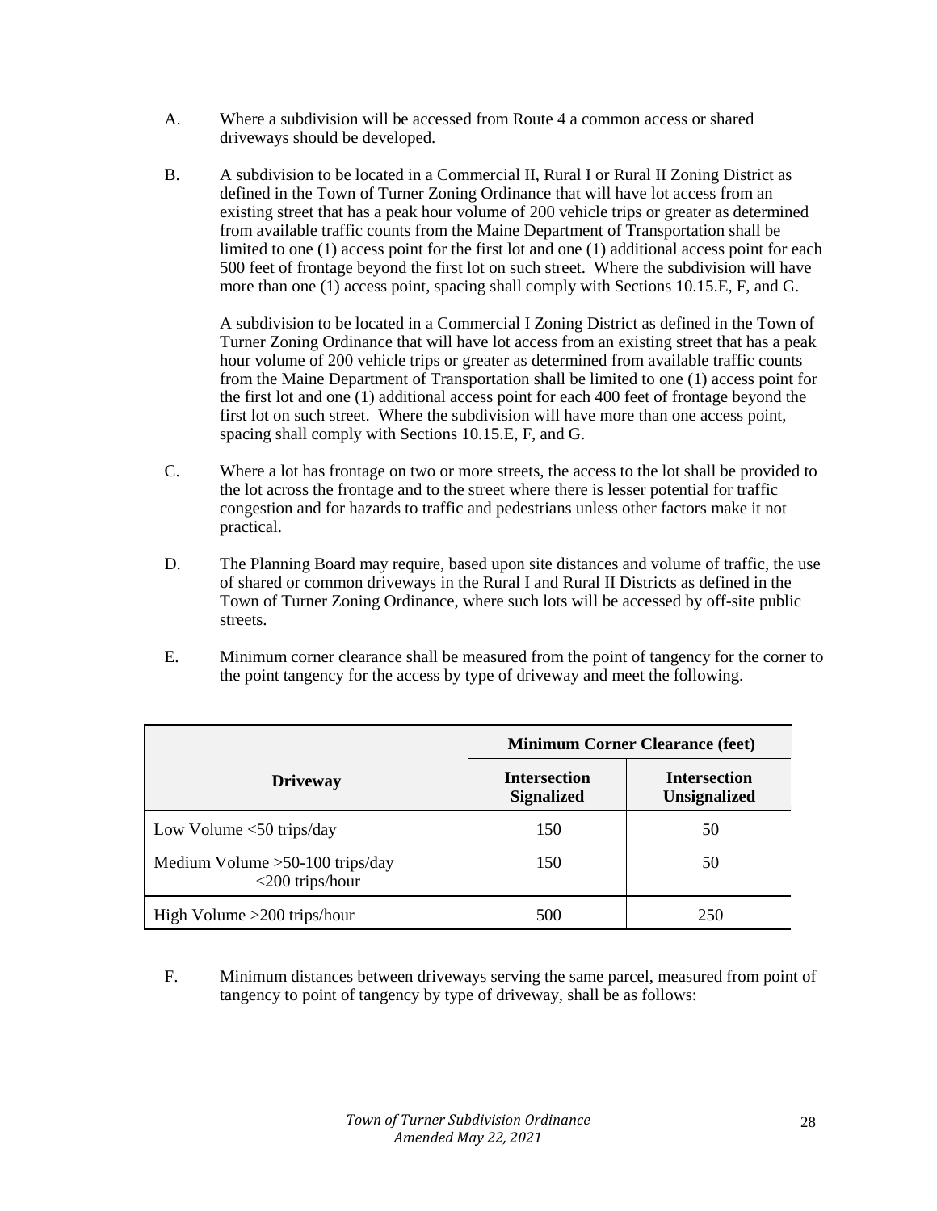A. Where a subdivision will be accessed from Route 4 a common access or shared driveways should be developed.

B. A subdivision to be located in a Commercial II, Rural I or Rural II Zoning District as defined in the Town of Turner Zoning Ordinance that will have lot access from an existing street that has a peak hour volume of 200 vehicle trips or greater as determined from available traffic counts from the Maine Department of Transportation shall be limited to one (1) access point for the first lot and one (1) additional access point for each 500 feet of frontage beyond the first lot on such street. Where the subdivision will have more than one (1) access point, spacing shall comply with Sections 10.15.E, F, and G.

   A subdivision to be located in a Commercial I Zoning District as defined in the Town of Turner Zoning Ordinance that will have lot access from an existing street that has a peak hour volume of 200 vehicle trips or greater as determined from available traffic counts from the Maine Department of Transportation shall be limited to one (1) access point for the first lot and one (1) additional access point for each 400 feet of frontage beyond the first lot on such street. Where the subdivision will have more than one access point, spacing shall comply with Sections 10.15.E, F, and G.

C. Where a lot has frontage on two or more streets, the access to the lot shall be provided to the lot across the frontage and to the street where there is lesser potential for traffic congestion and for hazards to traffic and pedestrians unless other factors make it not practical.

D. The Planning Board may require, based upon site distances and volume of traffic, the use of shared or common driveways in the Rural I and Rural II Districts as defined in the Town of Turner Zoning Ordinance, where such lots will be accessed by off-site public streets.

E. Minimum corner clearance shall be measured from the point of tangency for the corner to the point tangency for the access by type of driveway and meet the following.

| | **Minimum Corner Clearance (feet)** | |
|---|---|---|
| **Driveway** | **Intersection Signalized** | **Intersection Unsignalized** |
| Low Volume <50 trips/day | 150 | 50 |
| Medium Volume >50-100 trips/day <200 trips/hour | 150 | 50 |
| High Volume >200 trips/hour | 500 | 250 |

F. Minimum distances between driveways serving the same parcel, measured from point of tangency to point of tangency by type of driveway, shall be as follows: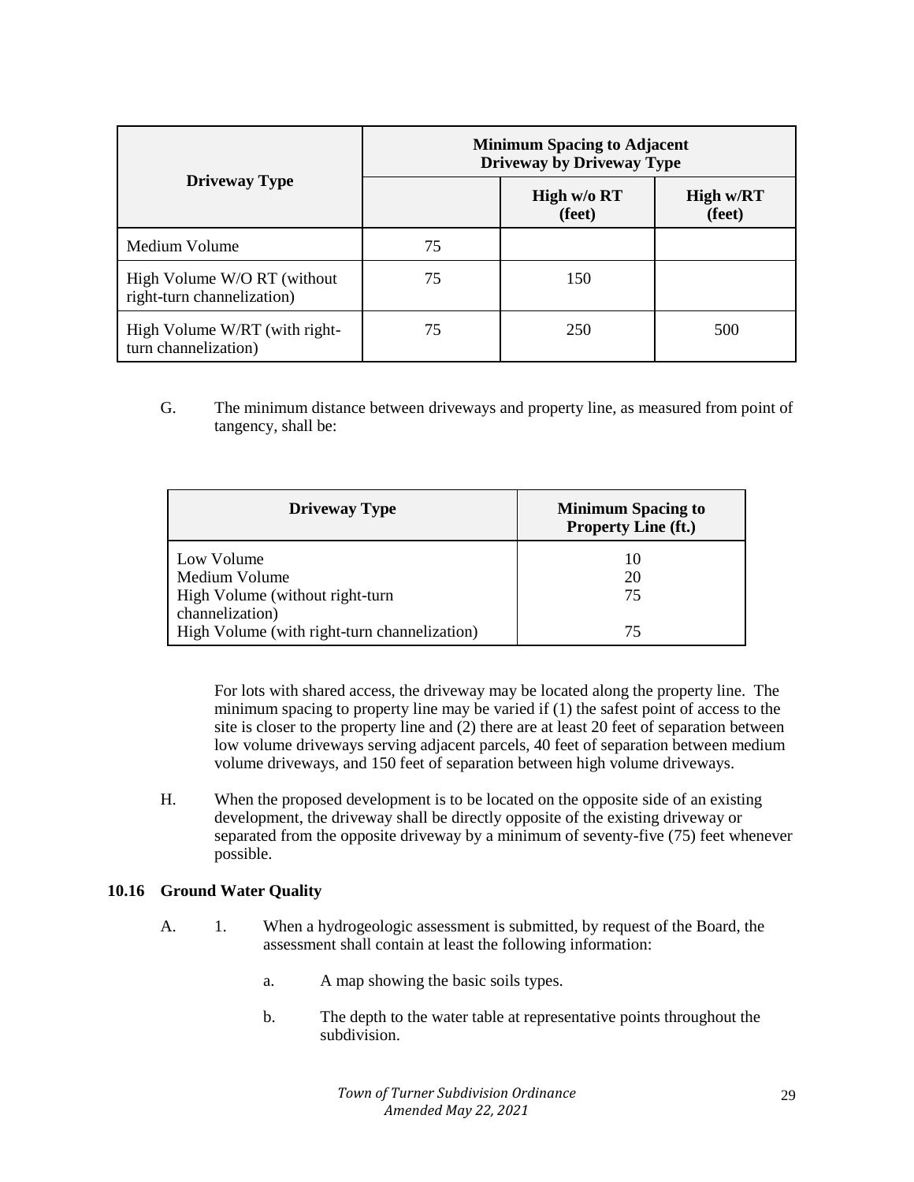| Driveway Type | Minimum Spacing to Adjacent Driveway by Driveway Type | | |
|---|---|---|---|
| | | High w/o RT (feet) | High w/RT (feet) |
| Medium Volume | 75 | | |
| High Volume W/O RT (without right-turn channelization) | 75 | 150 | |
| High Volume W/RT (with right-turn channelization) | 75 | 250 | 500 |

G. The minimum distance between driveways and property line, as measured from point of tangency, shall be:

| Driveway Type | Minimum Spacing to Property Line (ft.) |
|---|---|
| Low Volume | 10 |
| Medium Volume | 20 |
| High Volume (without right-turn channelization) | 75 |
| High Volume (with right-turn channelization) | 75 |

For lots with shared access, the driveway may be located along the property line. The minimum spacing to property line may be varied if (1) the safest point of access to the site is closer to the property line and (2) there are at least 20 feet of separation between low volume driveways serving adjacent parcels, 40 feet of separation between medium volume driveways, and 150 feet of separation between high volume driveways.

H. When the proposed development is to be located on the opposite side of an existing development, the driveway shall be directly opposite of the existing driveway or separated from the opposite driveway by a minimum of seventy-five (75) feet whenever possible.

## 10.16 Ground Water Quality

A. 1. When a hydrogeologic assessment is submitted, by request of the Board, the assessment shall contain at least the following information:

a. A map showing the basic soils types.

b. The depth to the water table at representative points throughout the subdivision.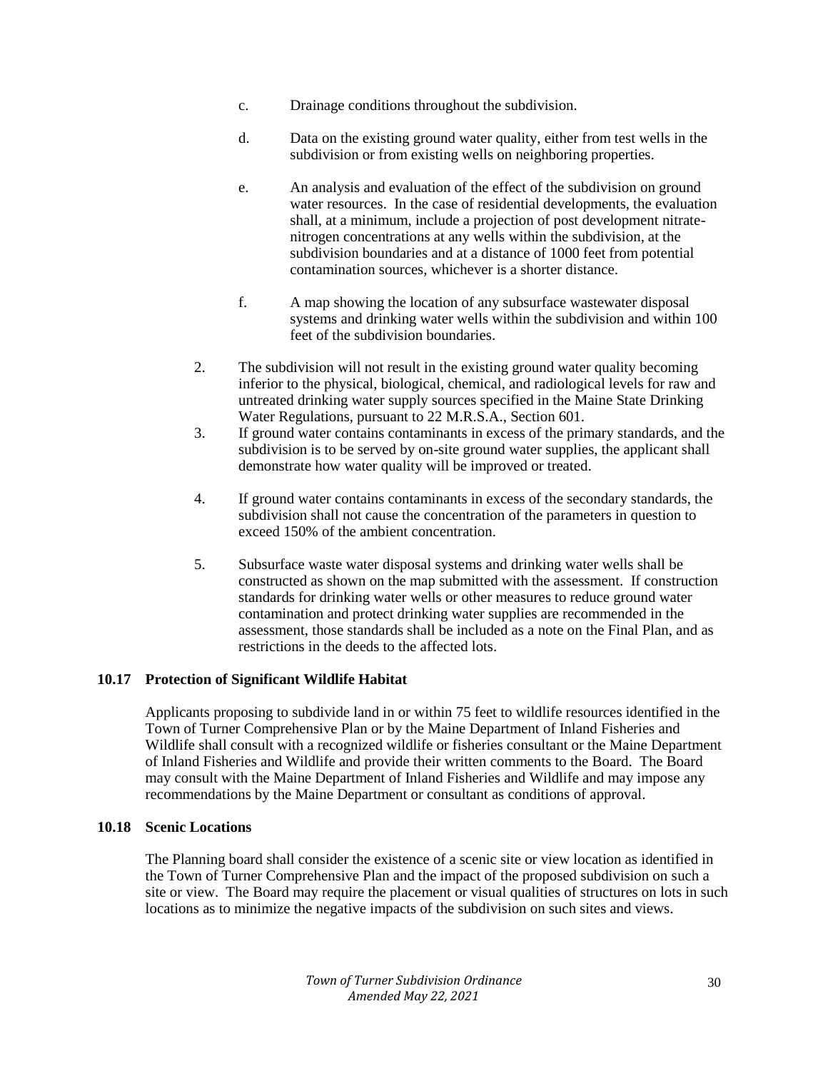c. Drainage conditions throughout the subdivision.

d. Data on the existing ground water quality, either from test wells in the subdivision or from existing wells on neighboring properties.

e. An analysis and evaluation of the effect of the subdivision on ground water resources. In the case of residential developments, the evaluation shall, at a minimum, include a projection of post development nitrate-nitrogen concentrations at any wells within the subdivision, at the subdivision boundaries and at a distance of 1000 feet from potential contamination sources, whichever is a shorter distance.

f. A map showing the location of any subsurface wastewater disposal systems and drinking water wells within the subdivision and within 100 feet of the subdivision boundaries.

2. The subdivision will not result in the existing ground water quality becoming inferior to the physical, biological, chemical, and radiological levels for raw and untreated drinking water supply sources specified in the Maine State Drinking Water Regulations, pursuant to 22 M.R.S.A., Section 601.

3. If ground water contains contaminants in excess of the primary standards, and the subdivision is to be served by on-site ground water supplies, the applicant shall demonstrate how water quality will be improved or treated.

4. If ground water contains contaminants in excess of the secondary standards, the subdivision shall not cause the concentration of the parameters in question to exceed 150% of the ambient concentration.

5. Subsurface waste water disposal systems and drinking water wells shall be constructed as shown on the map submitted with the assessment. If construction standards for drinking water wells or other measures to reduce ground water contamination and protect drinking water supplies are recommended in the assessment, those standards shall be included as a note on the Final Plan, and as restrictions in the deeds to the affected lots.

### 10.17 Protection of Significant Wildlife Habitat

Applicants proposing to subdivide land in or within 75 feet to wildlife resources identified in the Town of Turner Comprehensive Plan or by the Maine Department of Inland Fisheries and Wildlife shall consult with a recognized wildlife or fisheries consultant or the Maine Department of Inland Fisheries and Wildlife and provide their written comments to the Board. The Board may consult with the Maine Department of Inland Fisheries and Wildlife and may impose any recommendations by the Maine Department or consultant as conditions of approval.

### 10.18 Scenic Locations

The Planning board shall consider the existence of a scenic site or view location as identified in the Town of Turner Comprehensive Plan and the impact of the proposed subdivision on such a site or view. The Board may require the placement or visual qualities of structures on lots in such locations as to minimize the negative impacts of the subdivision on such sites and views.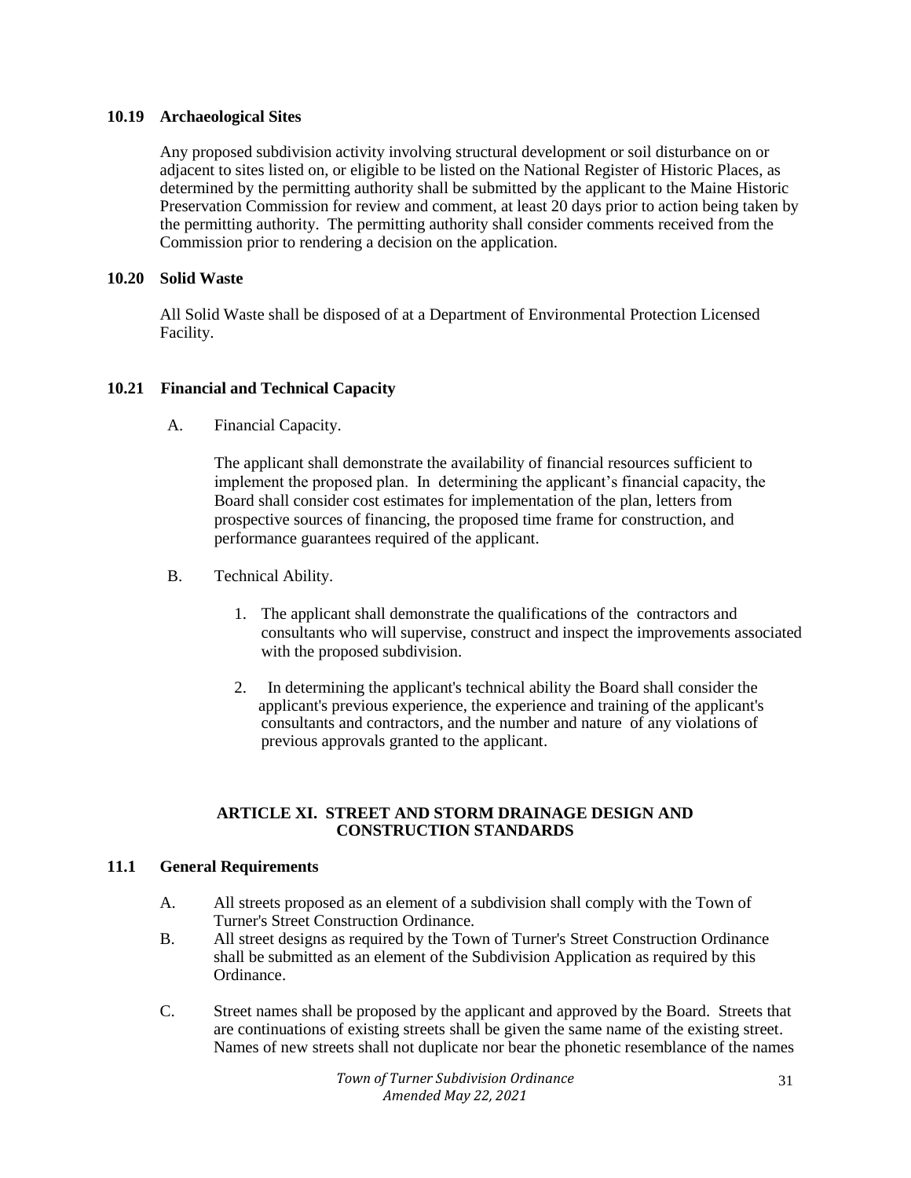### 10.19 Archaeological Sites

Any proposed subdivision activity involving structural development or soil disturbance on or adjacent to sites listed on, or eligible to be listed on the National Register of Historic Places, as determined by the permitting authority shall be submitted by the applicant to the Maine Historic Preservation Commission for review and comment, at least 20 days prior to action being taken by the permitting authority. The permitting authority shall consider comments received from the Commission prior to rendering a decision on the application.

### 10.20 Solid Waste

All Solid Waste shall be disposed of at a Department of Environmental Protection Licensed Facility.

### 10.21 Financial and Technical Capacity

A. Financial Capacity.

The applicant shall demonstrate the availability of financial resources sufficient to implement the proposed plan. In determining the applicant's financial capacity, the Board shall consider cost estimates for implementation of the plan, letters from prospective sources of financing, the proposed time frame for construction, and performance guarantees required of the applicant.

B. Technical Ability.

1. The applicant shall demonstrate the qualifications of the contractors and consultants who will supervise, construct and inspect the improvements associated with the proposed subdivision.

2. In determining the applicant's technical ability the Board shall consider the applicant's previous experience, the experience and training of the applicant's consultants and contractors, and the number and nature of any violations of previous approvals granted to the applicant.

## ARTICLE XI. STREET AND STORM DRAINAGE DESIGN AND CONSTRUCTION STANDARDS

### 11.1 General Requirements

A. All streets proposed as an element of a subdivision shall comply with the Town of Turner's Street Construction Ordinance.

B. All street designs as required by the Town of Turner's Street Construction Ordinance shall be submitted as an element of the Subdivision Application as required by this Ordinance.

C. Street names shall be proposed by the applicant and approved by the Board. Streets that are continuations of existing streets shall be given the same name of the existing street. Names of new streets shall not duplicate nor bear the phonetic resemblance of the names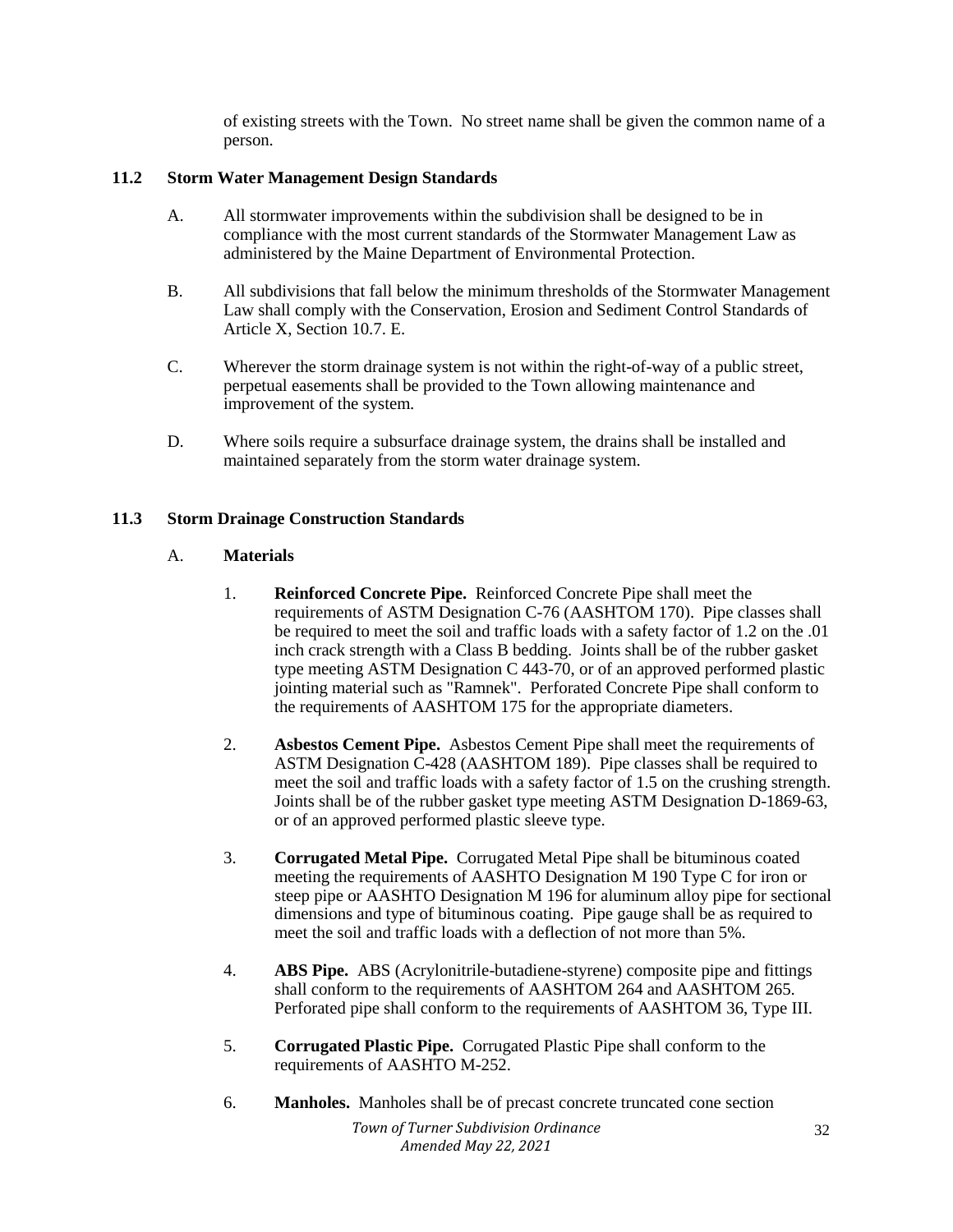of existing streets with the Town. No street name shall be given the common name of a person.

## 11.2 Storm Water Management Design Standards

A. All stormwater improvements within the subdivision shall be designed to be in compliance with the most current standards of the Stormwater Management Law as administered by the Maine Department of Environmental Protection.

B. All subdivisions that fall below the minimum thresholds of the Stormwater Management Law shall comply with the Conservation, Erosion and Sediment Control Standards of Article X, Section 10.7. E.

C. Wherever the storm drainage system is not within the right-of-way of a public street, perpetual easements shall be provided to the Town allowing maintenance and improvement of the system.

D. Where soils require a subsurface drainage system, the drains shall be installed and maintained separately from the storm water drainage system.

## 11.3 Storm Drainage Construction Standards

A. **Materials**

1. **Reinforced Concrete Pipe.** Reinforced Concrete Pipe shall meet the requirements of ASTM Designation C-76 (AASHTOM 170). Pipe classes shall be required to meet the soil and traffic loads with a safety factor of 1.2 on the .01 inch crack strength with a Class B bedding. Joints shall be of the rubber gasket type meeting ASTM Designation C 443-70, or of an approved performed plastic jointing material such as "Ramnek". Perforated Concrete Pipe shall conform to the requirements of AASHTOM 175 for the appropriate diameters.

2. **Asbestos Cement Pipe.** Asbestos Cement Pipe shall meet the requirements of ASTM Designation C-428 (AASHTOM 189). Pipe classes shall be required to meet the soil and traffic loads with a safety factor of 1.5 on the crushing strength. Joints shall be of the rubber gasket type meeting ASTM Designation D-1869-63, or of an approved performed plastic sleeve type.

3. **Corrugated Metal Pipe.** Corrugated Metal Pipe shall be bituminous coated meeting the requirements of AASHTO Designation M 190 Type C for iron or steep pipe or AASHTO Designation M 196 for aluminum alloy pipe for sectional dimensions and type of bituminous coating. Pipe gauge shall be as required to meet the soil and traffic loads with a deflection of not more than 5%.

4. **ABS Pipe.** ABS (Acrylonitrile-butadiene-styrene) composite pipe and fittings shall conform to the requirements of AASHTOM 264 and AASHTOM 265. Perforated pipe shall conform to the requirements of AASHTOM 36, Type III.

5. **Corrugated Plastic Pipe.** Corrugated Plastic Pipe shall conform to the requirements of AASHTO M-252.

6. **Manholes.** Manholes shall be of precast concrete truncated cone section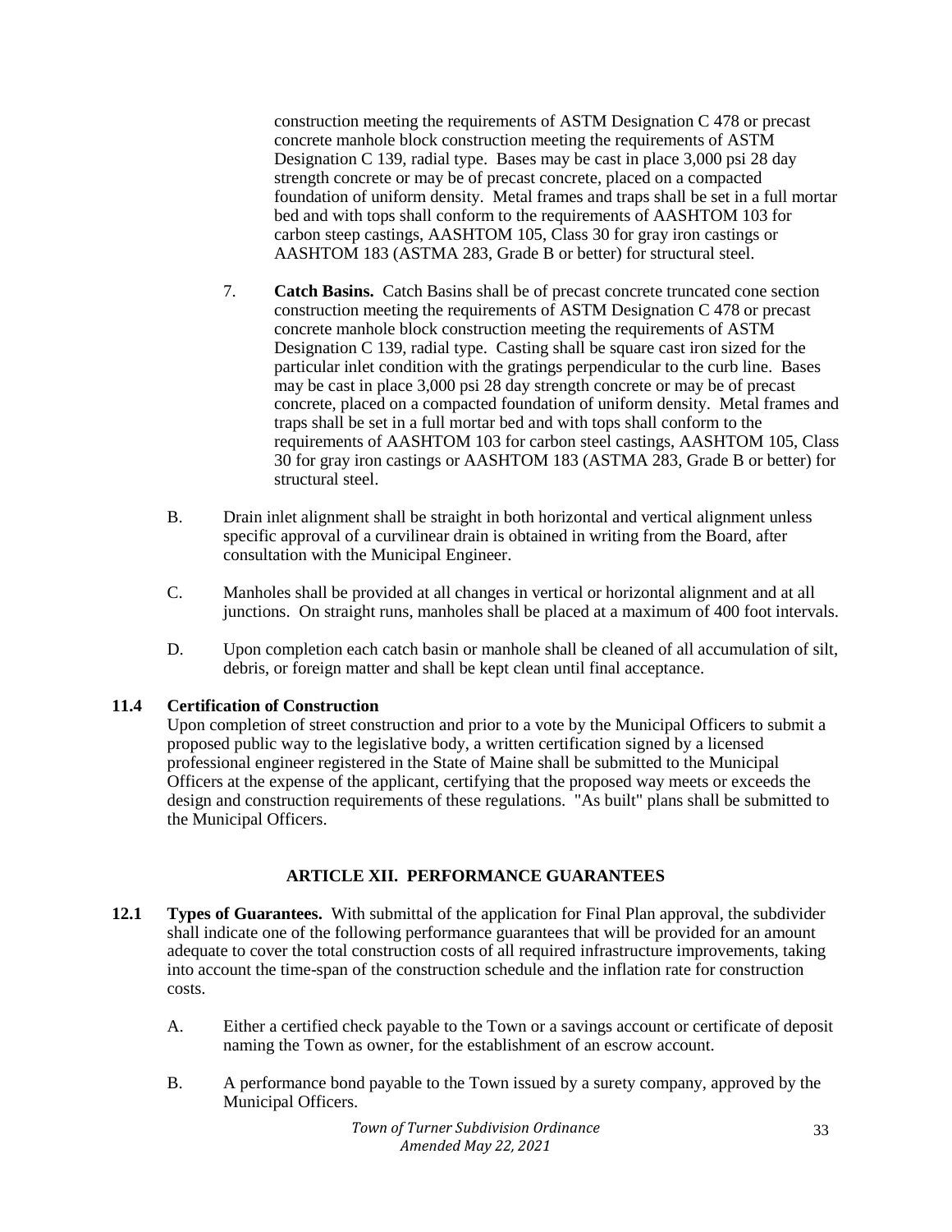construction meeting the requirements of ASTM Designation C 478 or precast concrete manhole block construction meeting the requirements of ASTM Designation C 139, radial type. Bases may be cast in place 3,000 psi 28 day strength concrete or may be of precast concrete, placed on a compacted foundation of uniform density. Metal frames and traps shall be set in a full mortar bed and with tops shall conform to the requirements of AASHTOM 103 for carbon steep castings, AASHTOM 105, Class 30 for gray iron castings or AASHTOM 183 (ASTMA 283, Grade B or better) for structural steel.

7. **Catch Basins.** Catch Basins shall be of precast concrete truncated cone section construction meeting the requirements of ASTM Designation C 478 or precast concrete manhole block construction meeting the requirements of ASTM Designation C 139, radial type. Casting shall be square cast iron sized for the particular inlet condition with the gratings perpendicular to the curb line. Bases may be cast in place 3,000 psi 28 day strength concrete or may be of precast concrete, placed on a compacted foundation of uniform density. Metal frames and traps shall be set in a full mortar bed and with tops shall conform to the requirements of AASHTOM 103 for carbon steel castings, AASHTOM 105, Class 30 for gray iron castings or AASHTOM 183 (ASTMA 283, Grade B or better) for structural steel.

B. Drain inlet alignment shall be straight in both horizontal and vertical alignment unless specific approval of a curvilinear drain is obtained in writing from the Board, after consultation with the Municipal Engineer.

C. Manholes shall be provided at all changes in vertical or horizontal alignment and at all junctions. On straight runs, manholes shall be placed at a maximum of 400 foot intervals.

D. Upon completion each catch basin or manhole shall be cleaned of all accumulation of silt, debris, or foreign matter and shall be kept clean until final acceptance.

**11.4 Certification of Construction**

Upon completion of street construction and prior to a vote by the Municipal Officers to submit a proposed public way to the legislative body, a written certification signed by a licensed professional engineer registered in the State of Maine shall be submitted to the Municipal Officers at the expense of the applicant, certifying that the proposed way meets or exceeds the design and construction requirements of these regulations. "As built" plans shall be submitted to the Municipal Officers.

## ARTICLE XII. PERFORMANCE GUARANTEES

**12.1 Types of Guarantees.** With submittal of the application for Final Plan approval, the subdivider shall indicate one of the following performance guarantees that will be provided for an amount adequate to cover the total construction costs of all required infrastructure improvements, taking into account the time-span of the construction schedule and the inflation rate for construction costs.

A. Either a certified check payable to the Town or a savings account or certificate of deposit naming the Town as owner, for the establishment of an escrow account.

B. A performance bond payable to the Town issued by a surety company, approved by the Municipal Officers.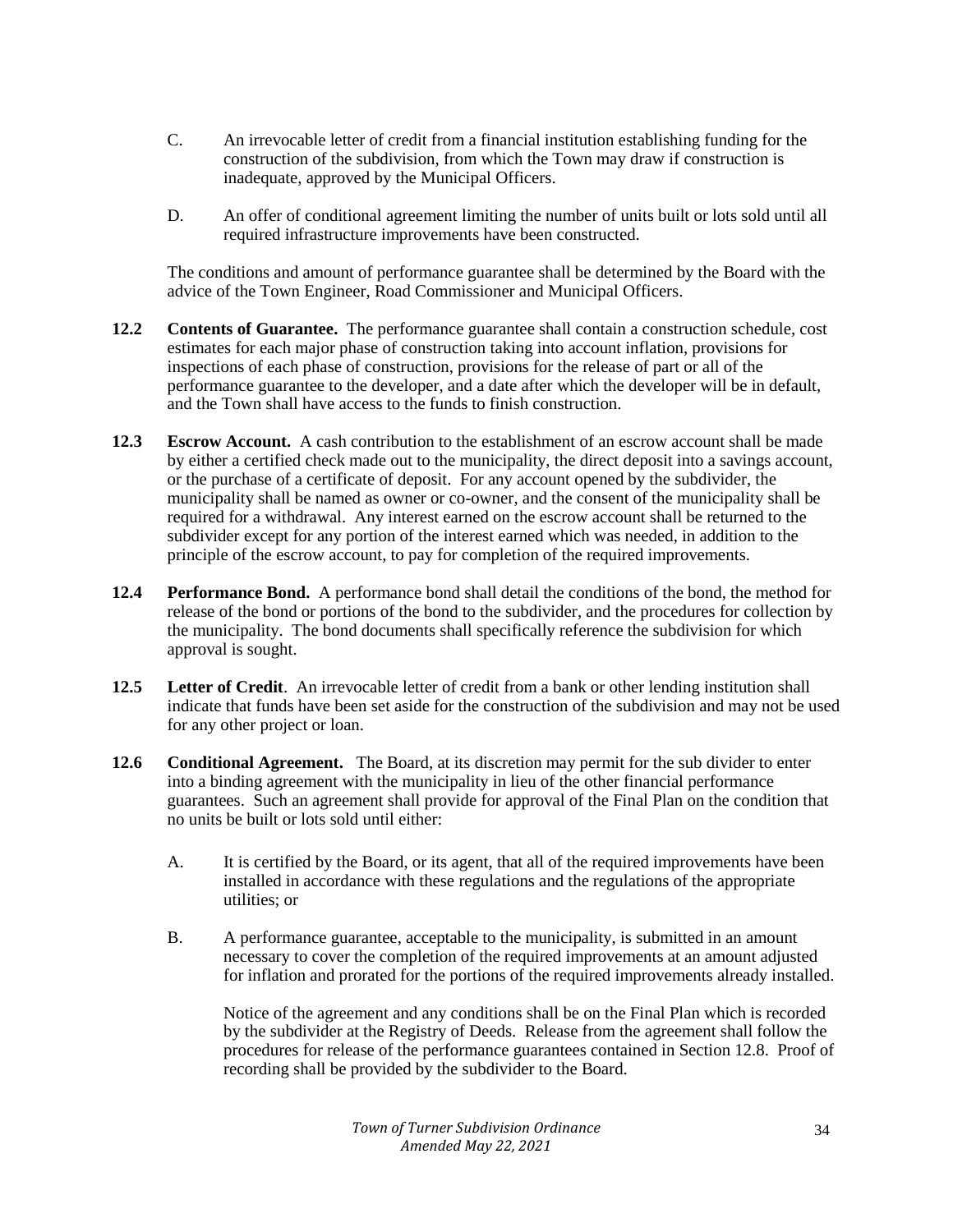C. An irrevocable letter of credit from a financial institution establishing funding for the construction of the subdivision, from which the Town may draw if construction is inadequate, approved by the Municipal Officers.

D. An offer of conditional agreement limiting the number of units built or lots sold until all required infrastructure improvements have been constructed.

The conditions and amount of performance guarantee shall be determined by the Board with the advice of the Town Engineer, Road Commissioner and Municipal Officers.

**12.2 Contents of Guarantee.** The performance guarantee shall contain a construction schedule, cost estimates for each major phase of construction taking into account inflation, provisions for inspections of each phase of construction, provisions for the release of part or all of the performance guarantee to the developer, and a date after which the developer will be in default, and the Town shall have access to the funds to finish construction.

**12.3 Escrow Account.** A cash contribution to the establishment of an escrow account shall be made by either a certified check made out to the municipality, the direct deposit into a savings account, or the purchase of a certificate of deposit. For any account opened by the subdivider, the municipality shall be named as owner or co-owner, and the consent of the municipality shall be required for a withdrawal. Any interest earned on the escrow account shall be returned to the subdivider except for any portion of the interest earned which was needed, in addition to the principle of the escrow account, to pay for completion of the required improvements.

**12.4 Performance Bond.** A performance bond shall detail the conditions of the bond, the method for release of the bond or portions of the bond to the subdivider, and the procedures for collection by the municipality. The bond documents shall specifically reference the subdivision for which approval is sought.

**12.5 Letter of Credit**. An irrevocable letter of credit from a bank or other lending institution shall indicate that funds have been set aside for the construction of the subdivision and may not be used for any other project or loan.

**12.6 Conditional Agreement.** The Board, at its discretion may permit for the sub divider to enter into a binding agreement with the municipality in lieu of the other financial performance guarantees. Such an agreement shall provide for approval of the Final Plan on the condition that no units be built or lots sold until either:

A. It is certified by the Board, or its agent, that all of the required improvements have been installed in accordance with these regulations and the regulations of the appropriate utilities; or

B. A performance guarantee, acceptable to the municipality, is submitted in an amount necessary to cover the completion of the required improvements at an amount adjusted for inflation and prorated for the portions of the required improvements already installed.

Notice of the agreement and any conditions shall be on the Final Plan which is recorded by the subdivider at the Registry of Deeds. Release from the agreement shall follow the procedures for release of the performance guarantees contained in Section 12.8. Proof of recording shall be provided by the subdivider to the Board.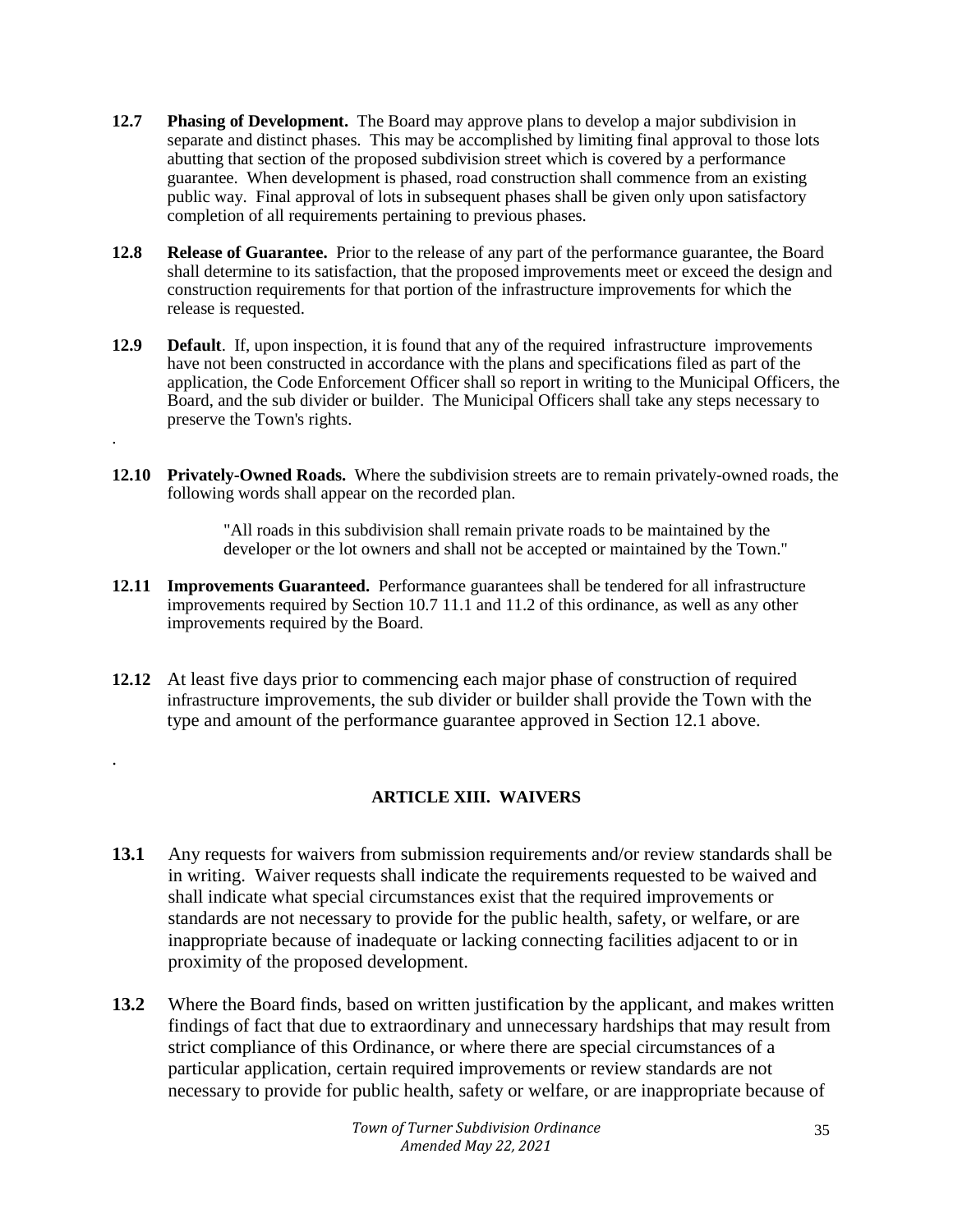**12.7 Phasing of Development.** The Board may approve plans to develop a major subdivision in separate and distinct phases. This may be accomplished by limiting final approval to those lots abutting that section of the proposed subdivision street which is covered by a performance guarantee. When development is phased, road construction shall commence from an existing public way. Final approval of lots in subsequent phases shall be given only upon satisfactory completion of all requirements pertaining to previous phases.

**12.8 Release of Guarantee.** Prior to the release of any part of the performance guarantee, the Board shall determine to its satisfaction, that the proposed improvements meet or exceed the design and construction requirements for that portion of the infrastructure improvements for which the release is requested.

**12.9 Default**. If, upon inspection, it is found that any of the required infrastructure improvements have not been constructed in accordance with the plans and specifications filed as part of the application, the Code Enforcement Officer shall so report in writing to the Municipal Officers, the Board, and the sub divider or builder. The Municipal Officers shall take any steps necessary to preserve the Town's rights.

.

**12.10 Privately-Owned Roads.** Where the subdivision streets are to remain privately-owned roads, the following words shall appear on the recorded plan.

> "All roads in this subdivision shall remain private roads to be maintained by the developer or the lot owners and shall not be accepted or maintained by the Town."

**12.11 Improvements Guaranteed.** Performance guarantees shall be tendered for all infrastructure improvements required by Section 10.7 11.1 and 11.2 of this ordinance, as well as any other improvements required by the Board.

**12.12** At least five days prior to commencing each major phase of construction of required infrastructure improvements, the sub divider or builder shall provide the Town with the type and amount of the performance guarantee approved in Section 12.1 above.

.

## ARTICLE XIII. WAIVERS

**13.1** Any requests for waivers from submission requirements and/or review standards shall be in writing. Waiver requests shall indicate the requirements requested to be waived and shall indicate what special circumstances exist that the required improvements or standards are not necessary to provide for the public health, safety, or welfare, or are inappropriate because of inadequate or lacking connecting facilities adjacent to or in proximity of the proposed development.

**13.2** Where the Board finds, based on written justification by the applicant, and makes written findings of fact that due to extraordinary and unnecessary hardships that may result from strict compliance of this Ordinance, or where there are special circumstances of a particular application, certain required improvements or review standards are not necessary to provide for public health, safety or welfare, or are inappropriate because of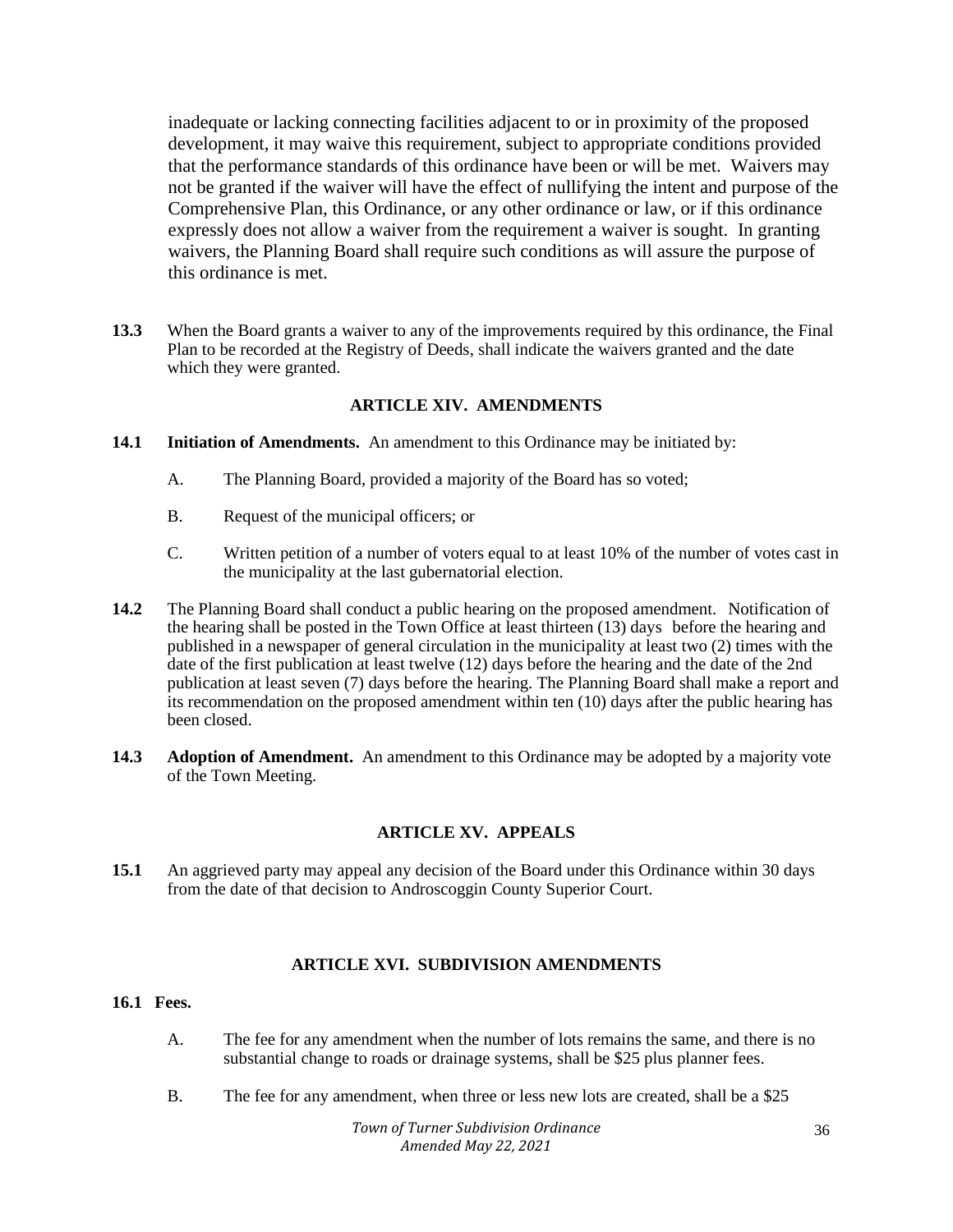inadequate or lacking connecting facilities adjacent to or in proximity of the proposed development, it may waive this requirement, subject to appropriate conditions provided that the performance standards of this ordinance have been or will be met. Waivers may not be granted if the waiver will have the effect of nullifying the intent and purpose of the Comprehensive Plan, this Ordinance, or any other ordinance or law, or if this ordinance expressly does not allow a waiver from the requirement a waiver is sought. In granting waivers, the Planning Board shall require such conditions as will assure the purpose of this ordinance is met.

**13.3** When the Board grants a waiver to any of the improvements required by this ordinance, the Final Plan to be recorded at the Registry of Deeds, shall indicate the waivers granted and the date which they were granted.

## ARTICLE XIV. AMENDMENTS

**14.1 Initiation of Amendments.** An amendment to this Ordinance may be initiated by:

A. The Planning Board, provided a majority of the Board has so voted;

B. Request of the municipal officers; or

C. Written petition of a number of voters equal to at least 10% of the number of votes cast in the municipality at the last gubernatorial election.

**14.2** The Planning Board shall conduct a public hearing on the proposed amendment. Notification of the hearing shall be posted in the Town Office at least thirteen (13) days before the hearing and published in a newspaper of general circulation in the municipality at least two (2) times with the date of the first publication at least twelve (12) days before the hearing and the date of the 2nd publication at least seven (7) days before the hearing. The Planning Board shall make a report and its recommendation on the proposed amendment within ten (10) days after the public hearing has been closed.

**14.3 Adoption of Amendment.** An amendment to this Ordinance may be adopted by a majority vote of the Town Meeting.

## ARTICLE XV. APPEALS

**15.1** An aggrieved party may appeal any decision of the Board under this Ordinance within 30 days from the date of that decision to Androscoggin County Superior Court.

## ARTICLE XVI. SUBDIVISION AMENDMENTS

**16.1 Fees.**

A. The fee for any amendment when the number of lots remains the same, and there is no substantial change to roads or drainage systems, shall be $25 plus planner fees.

B. The fee for any amendment, when three or less new lots are created, shall be a $25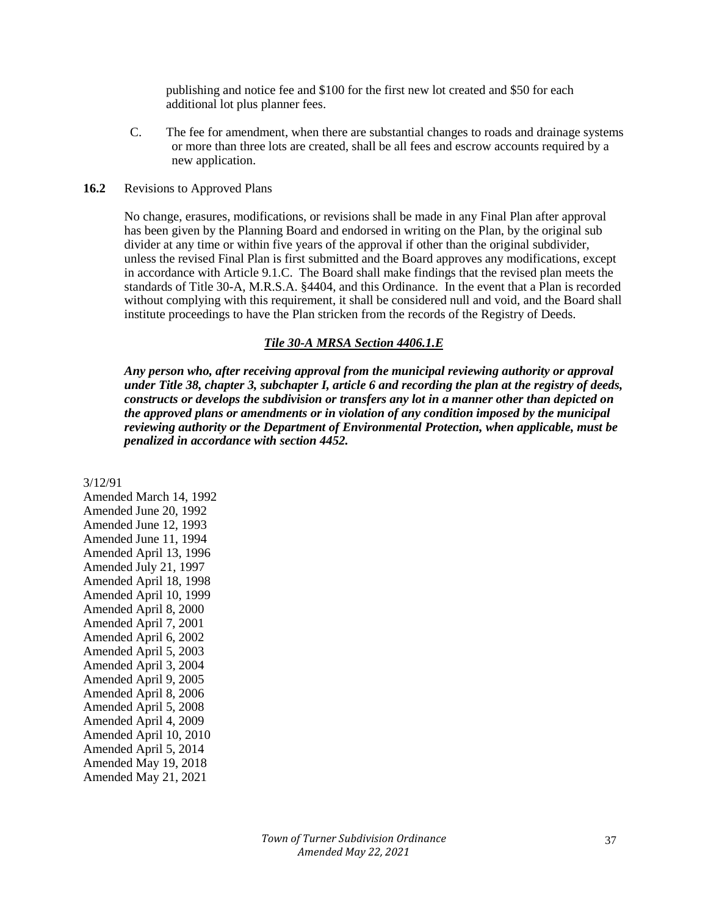publishing and notice fee and $100 for the first new lot created and $50 for each additional lot plus planner fees.

C. The fee for amendment, when there are substantial changes to roads and drainage systems or more than three lots are created, shall be all fees and escrow accounts required by a new application.

**16.2** Revisions to Approved Plans

No change, erasures, modifications, or revisions shall be made in any Final Plan after approval has been given by the Planning Board and endorsed in writing on the Plan, by the original sub divider at any time or within five years of the approval if other than the original subdivider, unless the revised Final Plan is first submitted and the Board approves any modifications, except in accordance with Article 9.1.C. The Board shall make findings that the revised plan meets the standards of Title 30-A, M.R.S.A. §4404, and this Ordinance. In the event that a Plan is recorded without complying with this requirement, it shall be considered null and void, and the Board shall institute proceedings to have the Plan stricken from the records of the Registry of Deeds.

***Tile 30-A MRSA Section 4406.1.E***

***Any person who, after receiving approval from the municipal reviewing authority or approval under Title 38, chapter 3, subchapter I, article 6 and recording the plan at the registry of deeds, constructs or develops the subdivision or transfers any lot in a manner other than depicted on the approved plans or amendments or in violation of any condition imposed by the municipal reviewing authority or the Department of Environmental Protection, when applicable, must be penalized in accordance with section 4452.***

3/12/91
Amended March 14, 1992
Amended June 20, 1992
Amended June 12, 1993
Amended June 11, 1994
Amended April 13, 1996
Amended July 21, 1997
Amended April 18, 1998
Amended April 10, 1999
Amended April 8, 2000
Amended April 7, 2001
Amended April 6, 2002
Amended April 5, 2003
Amended April 3, 2004
Amended April 9, 2005
Amended April 8, 2006
Amended April 5, 2008
Amended April 4, 2009
Amended April 10, 2010
Amended April 5, 2014
Amended May 19, 2018
Amended May 21, 2021